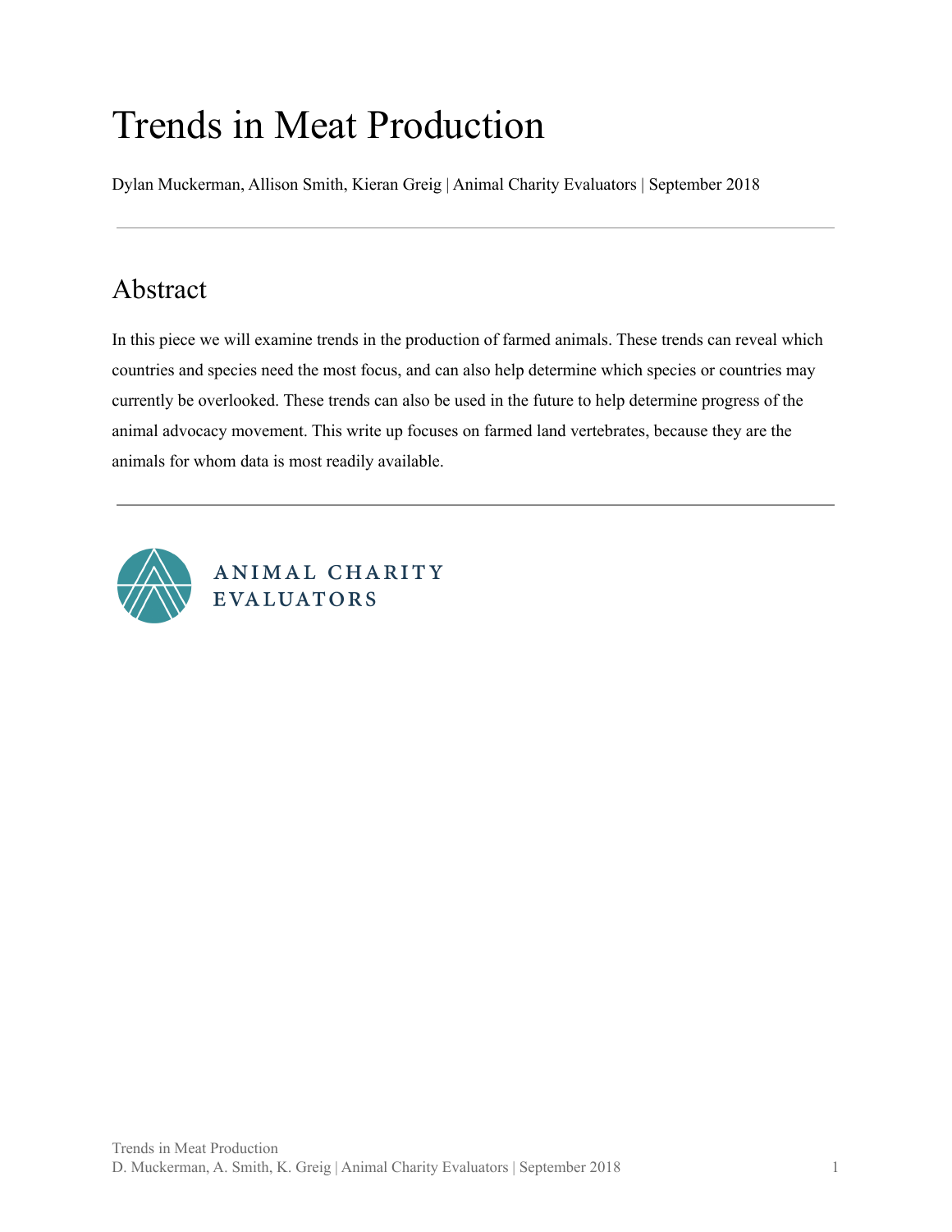# Trends in Meat Production

Dylan Muckerman, Allison Smith, Kieran Greig | Animal Charity Evaluators | September 2018

---

## Abstract

In this piece we will examine trends in the production of farmed animals. These trends can reveal which countries and species need the most focus, and can also help determine which species or countries may currently be overlooked. These trends can also be used in the future to help determine progress of the animal advocacy movement. This write up focuses on farmed land vertebrates, because they are the animals for whom data is most readily available.

---

ANIMAL CHARITY EVALUATORS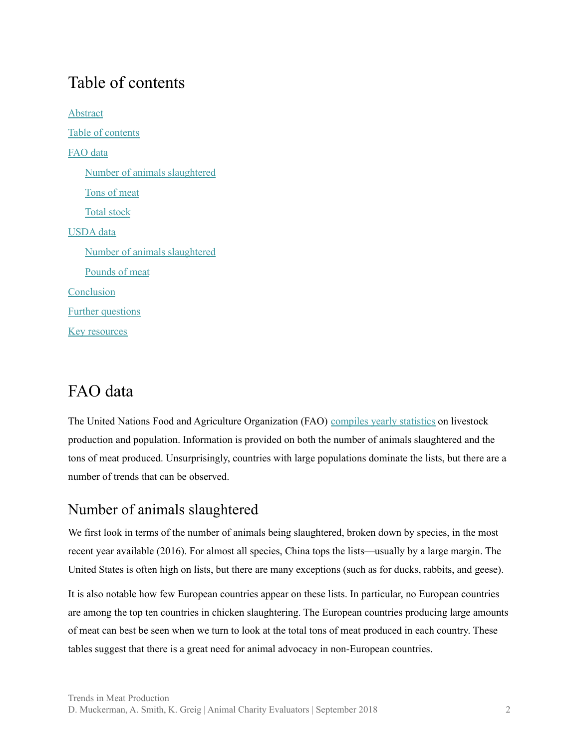# Table of contents

Abstract

Table of contents

FAO data

- Number of animals slaughtered
- Tons of meat
- Total stock

USDA data

- Number of animals slaughtered
- Pounds of meat

Conclusion

Further questions

Key resources

# FAO data

The United Nations Food and Agriculture Organization (FAO) compiles yearly statistics on livestock production and population. Information is provided on both the number of animals slaughtered and the tons of meat produced. Unsurprisingly, countries with large populations dominate the lists, but there are a number of trends that can be observed.

## Number of animals slaughtered

We first look in terms of the number of animals being slaughtered, broken down by species, in the most recent year available (2016). For almost all species, China tops the lists—usually by a large margin. The United States is often high on lists, but there are many exceptions (such as for ducks, rabbits, and geese).

It is also notable how few European countries appear on these lists. In particular, no European countries are among the top ten countries in chicken slaughtering. The European countries producing large amounts of meat can best be seen when we turn to look at the total tons of meat produced in each country. These tables suggest that there is a great need for animal advocacy in non-European countries.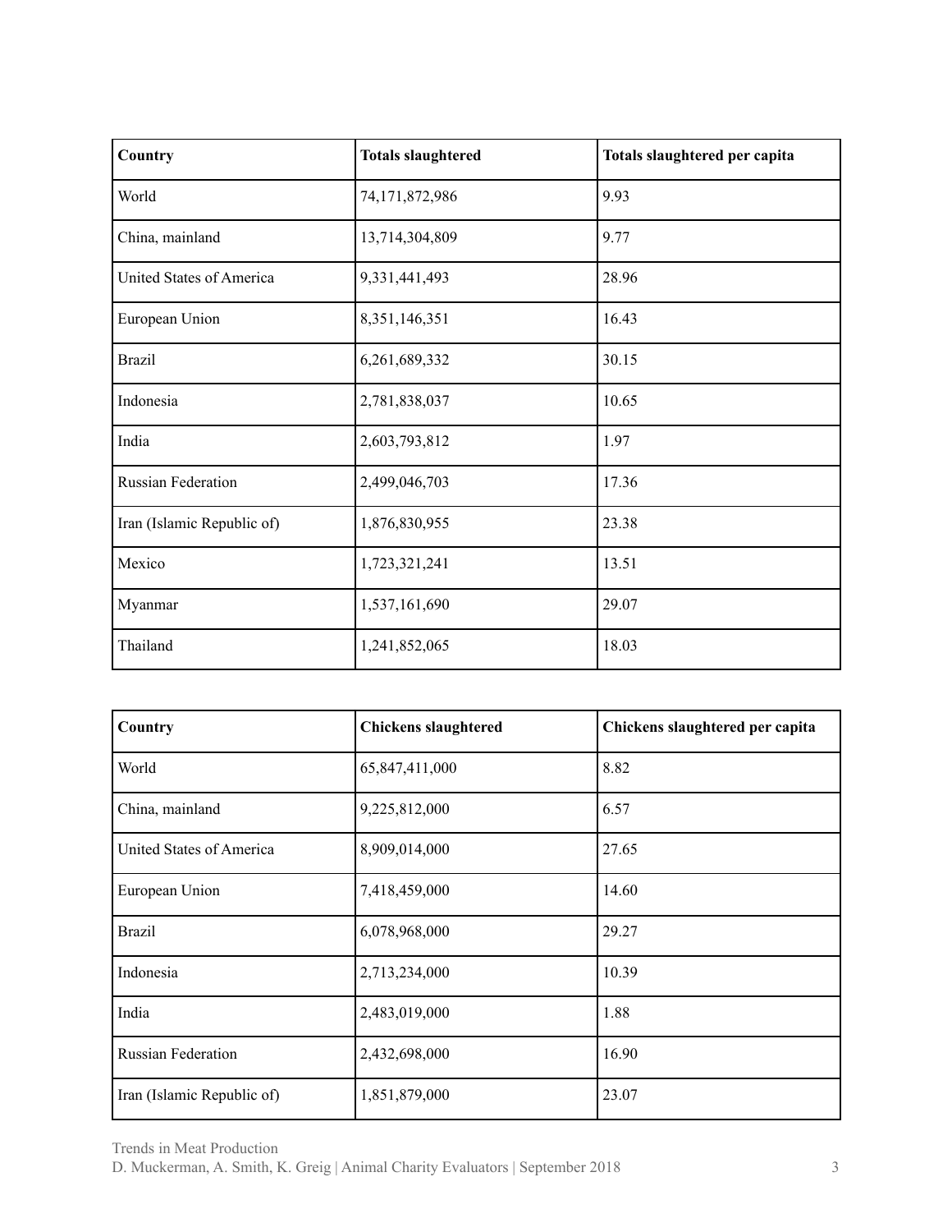| Country | Totals slaughtered | Totals slaughtered per capita |
|---|---|---|
| World | 74,171,872,986 | 9.93 |
| China, mainland | 13,714,304,809 | 9.77 |
| United States of America | 9,331,441,493 | 28.96 |
| European Union | 8,351,146,351 | 16.43 |
| Brazil | 6,261,689,332 | 30.15 |
| Indonesia | 2,781,838,037 | 10.65 |
| India | 2,603,793,812 | 1.97 |
| Russian Federation | 2,499,046,703 | 17.36 |
| Iran (Islamic Republic of) | 1,876,830,955 | 23.38 |
| Mexico | 1,723,321,241 | 13.51 |
| Myanmar | 1,537,161,690 | 29.07 |
| Thailand | 1,241,852,065 | 18.03 |

| Country | Chickens slaughtered | Chickens slaughtered per capita |
|---|---|---|
| World | 65,847,411,000 | 8.82 |
| China, mainland | 9,225,812,000 | 6.57 |
| United States of America | 8,909,014,000 | 27.65 |
| European Union | 7,418,459,000 | 14.60 |
| Brazil | 6,078,968,000 | 29.27 |
| Indonesia | 2,713,234,000 | 10.39 |
| India | 2,483,019,000 | 1.88 |
| Russian Federation | 2,432,698,000 | 16.90 |
| Iran (Islamic Republic of) | 1,851,879,000 | 23.07 |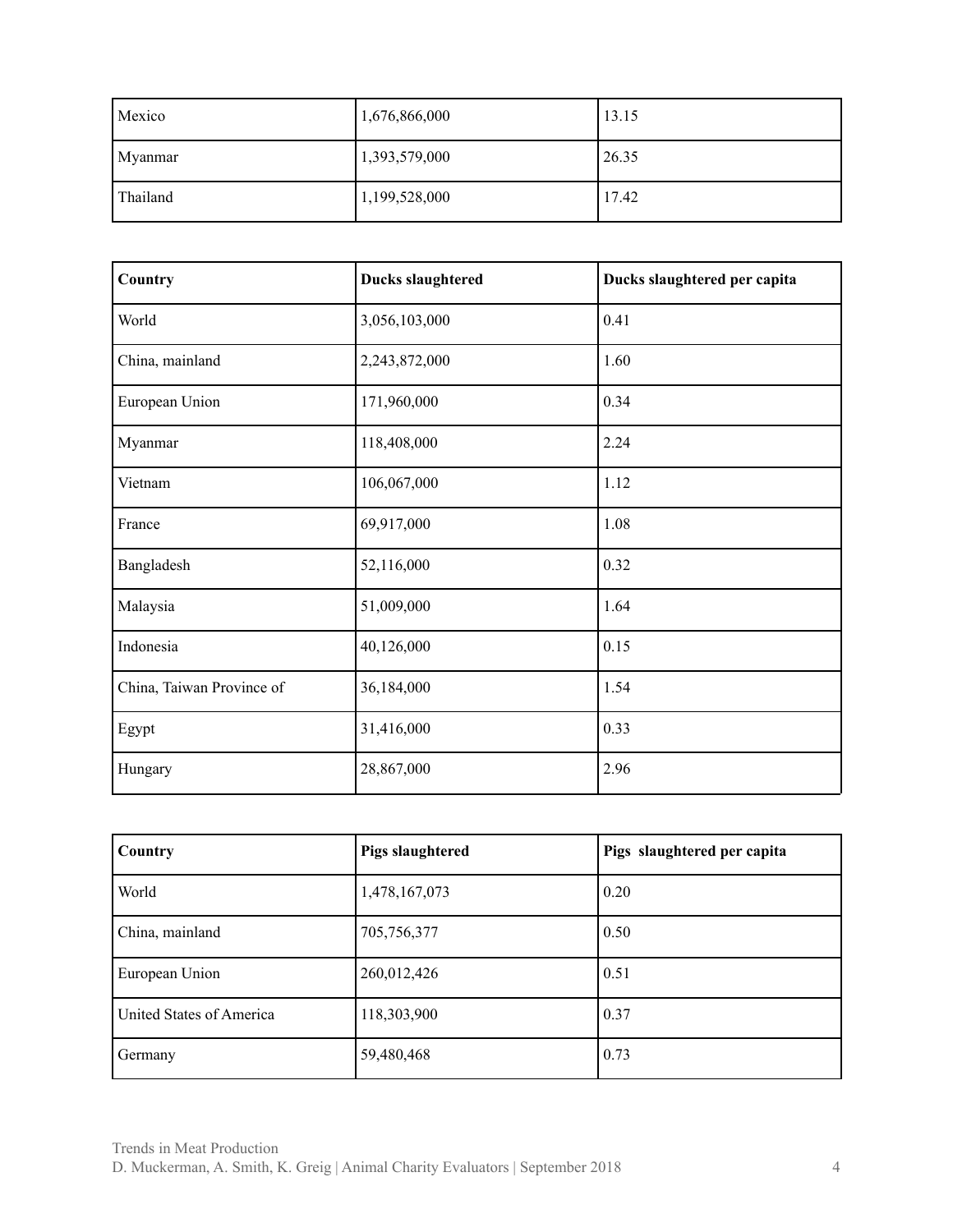| Mexico | 1,676,866,000 | 13.15 |
|---|---|---|
| Myanmar | 1,393,579,000 | 26.35 |
| Thailand | 1,199,528,000 | 17.42 |

| Country | Ducks slaughtered | Ducks slaughtered per capita |
|---|---|---|
| World | 3,056,103,000 | 0.41 |
| China, mainland | 2,243,872,000 | 1.60 |
| European Union | 171,960,000 | 0.34 |
| Myanmar | 118,408,000 | 2.24 |
| Vietnam | 106,067,000 | 1.12 |
| France | 69,917,000 | 1.08 |
| Bangladesh | 52,116,000 | 0.32 |
| Malaysia | 51,009,000 | 1.64 |
| Indonesia | 40,126,000 | 0.15 |
| China, Taiwan Province of | 36,184,000 | 1.54 |
| Egypt | 31,416,000 | 0.33 |
| Hungary | 28,867,000 | 2.96 |

| Country | Pigs slaughtered | Pigs slaughtered per capita |
|---|---|---|
| World | 1,478,167,073 | 0.20 |
| China, mainland | 705,756,377 | 0.50 |
| European Union | 260,012,426 | 0.51 |
| United States of America | 118,303,900 | 0.37 |
| Germany | 59,480,468 | 0.73 |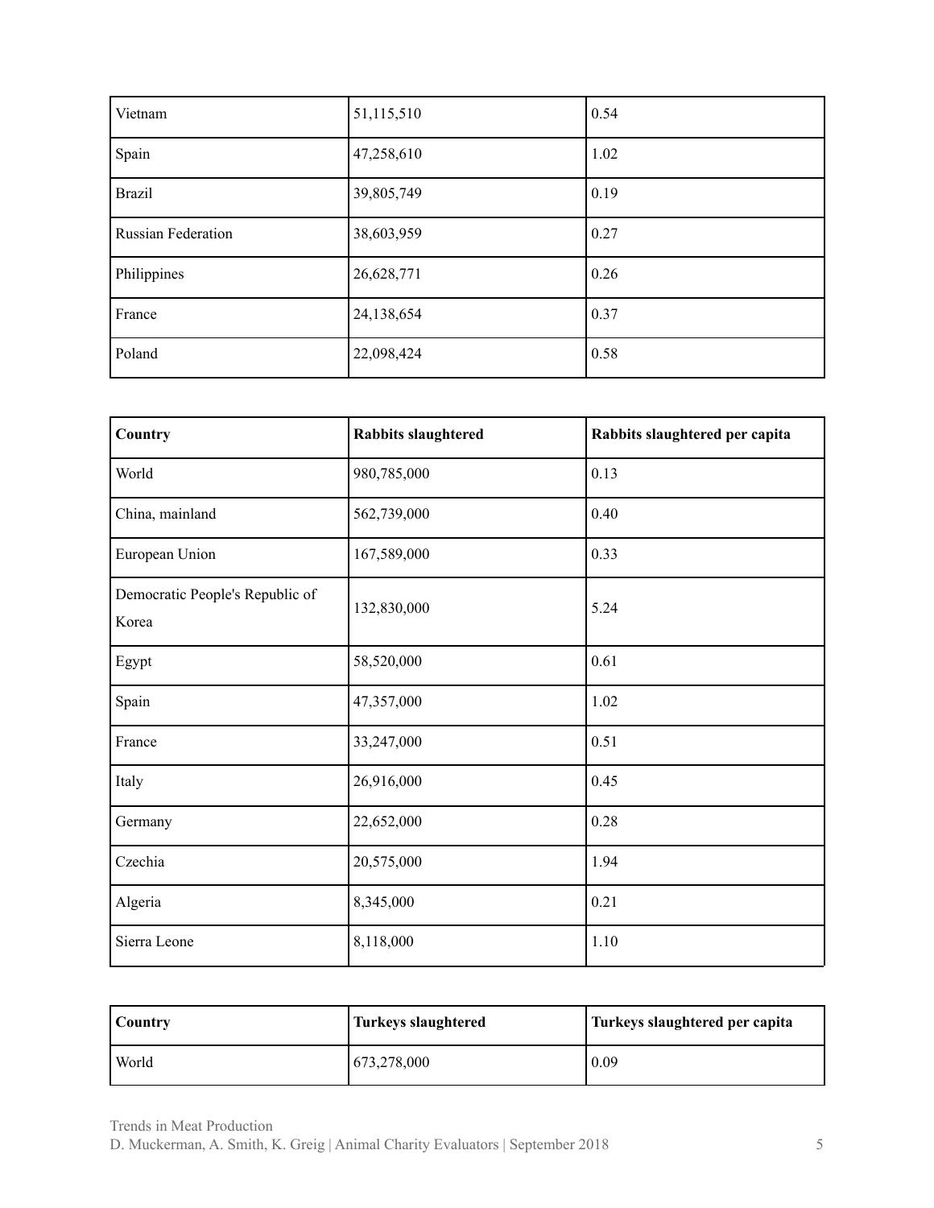| Vietnam | 51,115,510 | 0.54 |
|---|---|---|
| Spain | 47,258,610 | 1.02 |
| Brazil | 39,805,749 | 0.19 |
| Russian Federation | 38,603,959 | 0.27 |
| Philippines | 26,628,771 | 0.26 |
| France | 24,138,654 | 0.37 |
| Poland | 22,098,424 | 0.58 |

| **Country** | **Rabbits slaughtered** | **Rabbits slaughtered per capita** |
|---|---|---|
| World | 980,785,000 | 0.13 |
| China, mainland | 562,739,000 | 0.40 |
| European Union | 167,589,000 | 0.33 |
| Democratic People's Republic of Korea | 132,830,000 | 5.24 |
| Egypt | 58,520,000 | 0.61 |
| Spain | 47,357,000 | 1.02 |
| France | 33,247,000 | 0.51 |
| Italy | 26,916,000 | 0.45 |
| Germany | 22,652,000 | 0.28 |
| Czechia | 20,575,000 | 1.94 |
| Algeria | 8,345,000 | 0.21 |
| Sierra Leone | 8,118,000 | 1.10 |

| **Country** | **Turkeys slaughtered** | **Turkeys slaughtered per capita** |
|---|---|---|
| World | 673,278,000 | 0.09 |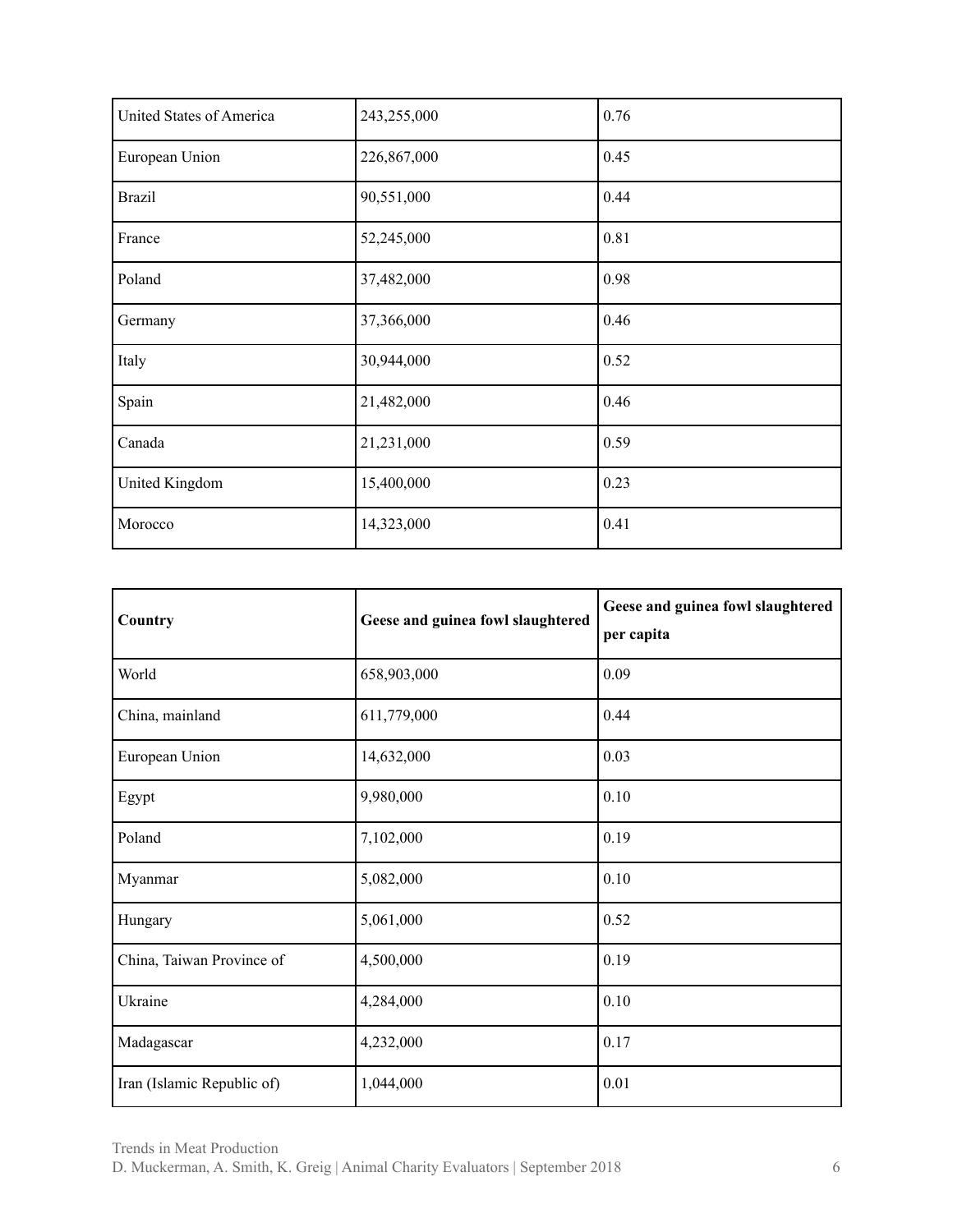| | | |
|---|---|---|
| United States of America | 243,255,000 | 0.76 |
| European Union | 226,867,000 | 0.45 |
| Brazil | 90,551,000 | 0.44 |
| France | 52,245,000 | 0.81 |
| Poland | 37,482,000 | 0.98 |
| Germany | 37,366,000 | 0.46 |
| Italy | 30,944,000 | 0.52 |
| Spain | 21,482,000 | 0.46 |
| Canada | 21,231,000 | 0.59 |
| United Kingdom | 15,400,000 | 0.23 |
| Morocco | 14,323,000 | 0.41 |

| **Country** | **Geese and guinea fowl slaughtered** | **Geese and guinea fowl slaughtered per capita** |
|---|---|---|
| World | 658,903,000 | 0.09 |
| China, mainland | 611,779,000 | 0.44 |
| European Union | 14,632,000 | 0.03 |
| Egypt | 9,980,000 | 0.10 |
| Poland | 7,102,000 | 0.19 |
| Myanmar | 5,082,000 | 0.10 |
| Hungary | 5,061,000 | 0.52 |
| China, Taiwan Province of | 4,500,000 | 0.19 |
| Ukraine | 4,284,000 | 0.10 |
| Madagascar | 4,232,000 | 0.17 |
| Iran (Islamic Republic of) | 1,044,000 | 0.01 |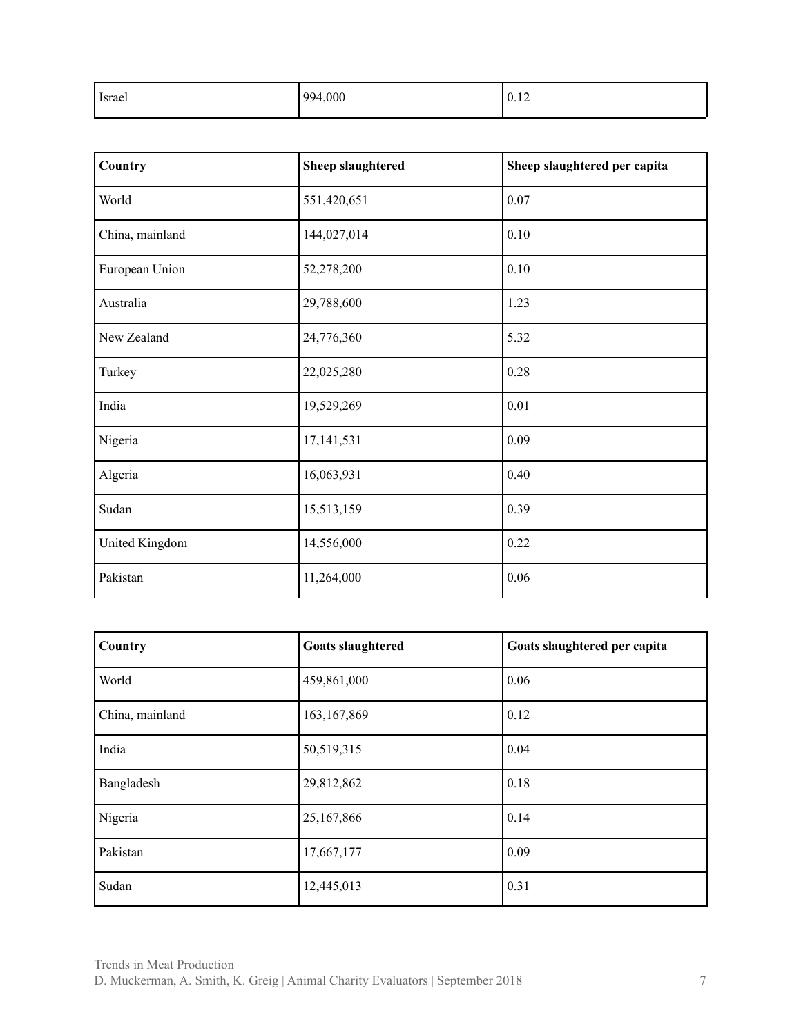| Israel | 994,000 | 0.12 |
|---|---|---|

| Country | Sheep slaughtered | Sheep slaughtered per capita |
|---|---|---|
| World | 551,420,651 | 0.07 |
| China, mainland | 144,027,014 | 0.10 |
| European Union | 52,278,200 | 0.10 |
| Australia | 29,788,600 | 1.23 |
| New Zealand | 24,776,360 | 5.32 |
| Turkey | 22,025,280 | 0.28 |
| India | 19,529,269 | 0.01 |
| Nigeria | 17,141,531 | 0.09 |
| Algeria | 16,063,931 | 0.40 |
| Sudan | 15,513,159 | 0.39 |
| United Kingdom | 14,556,000 | 0.22 |
| Pakistan | 11,264,000 | 0.06 |

| Country | Goats slaughtered | Goats slaughtered per capita |
|---|---|---|
| World | 459,861,000 | 0.06 |
| China, mainland | 163,167,869 | 0.12 |
| India | 50,519,315 | 0.04 |
| Bangladesh | 29,812,862 | 0.18 |
| Nigeria | 25,167,866 | 0.14 |
| Pakistan | 17,667,177 | 0.09 |
| Sudan | 12,445,013 | 0.31 |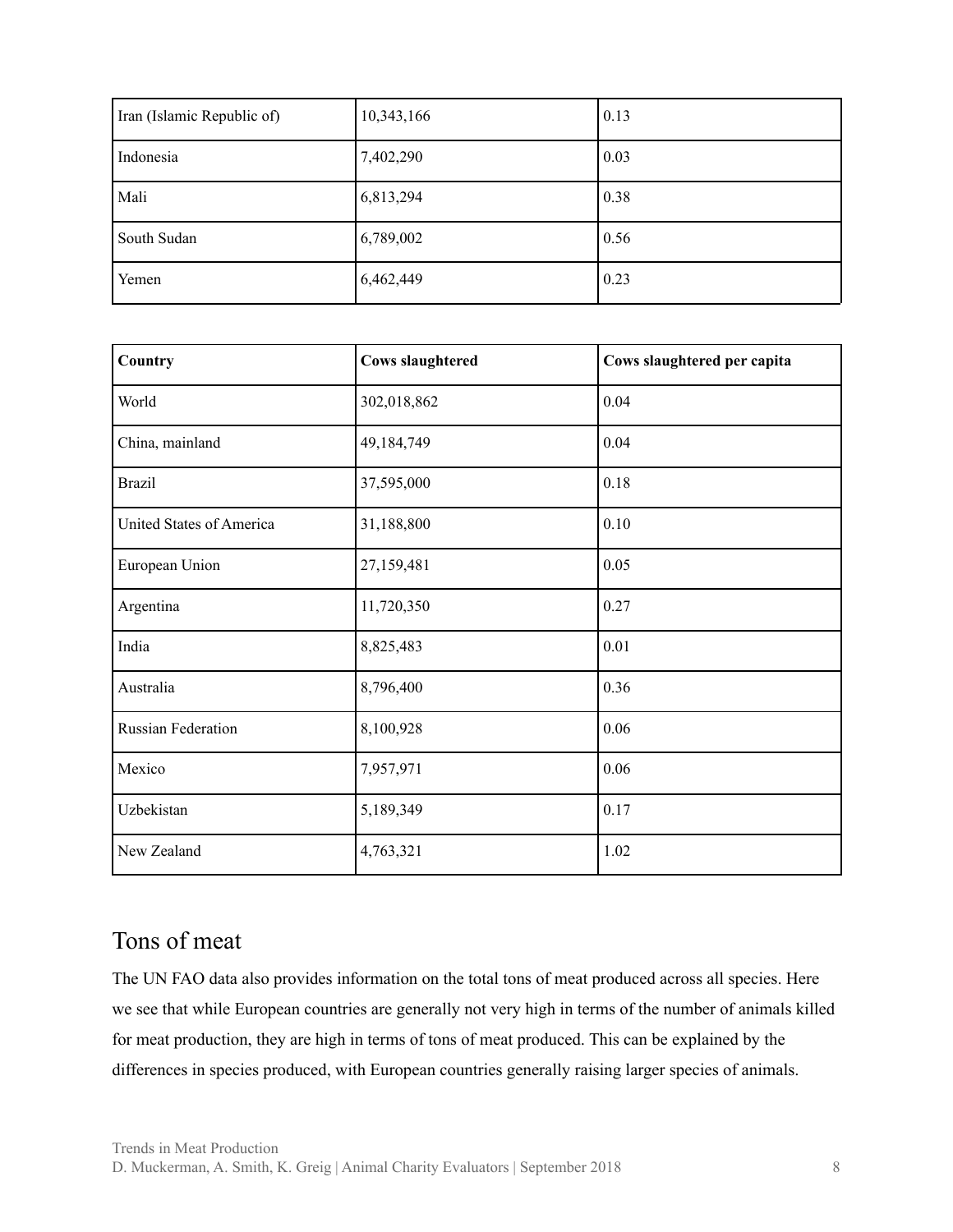| Iran (Islamic Republic of) | 10,343,166 | 0.13 |
|---|---|---|
| Indonesia | 7,402,290 | 0.03 |
| Mali | 6,813,294 | 0.38 |
| South Sudan | 6,789,002 | 0.56 |
| Yemen | 6,462,449 | 0.23 |

| **Country** | **Cows slaughtered** | **Cows slaughtered per capita** |
|---|---|---|
| World | 302,018,862 | 0.04 |
| China, mainland | 49,184,749 | 0.04 |
| Brazil | 37,595,000 | 0.18 |
| United States of America | 31,188,800 | 0.10 |
| European Union | 27,159,481 | 0.05 |
| Argentina | 11,720,350 | 0.27 |
| India | 8,825,483 | 0.01 |
| Australia | 8,796,400 | 0.36 |
| Russian Federation | 8,100,928 | 0.06 |
| Mexico | 7,957,971 | 0.06 |
| Uzbekistan | 5,189,349 | 0.17 |
| New Zealand | 4,763,321 | 1.02 |

## Tons of meat

The UN FAO data also provides information on the total tons of meat produced across all species. Here we see that while European countries are generally not very high in terms of the number of animals killed for meat production, they are high in terms of tons of meat produced. This can be explained by the differences in species produced, with European countries generally raising larger species of animals.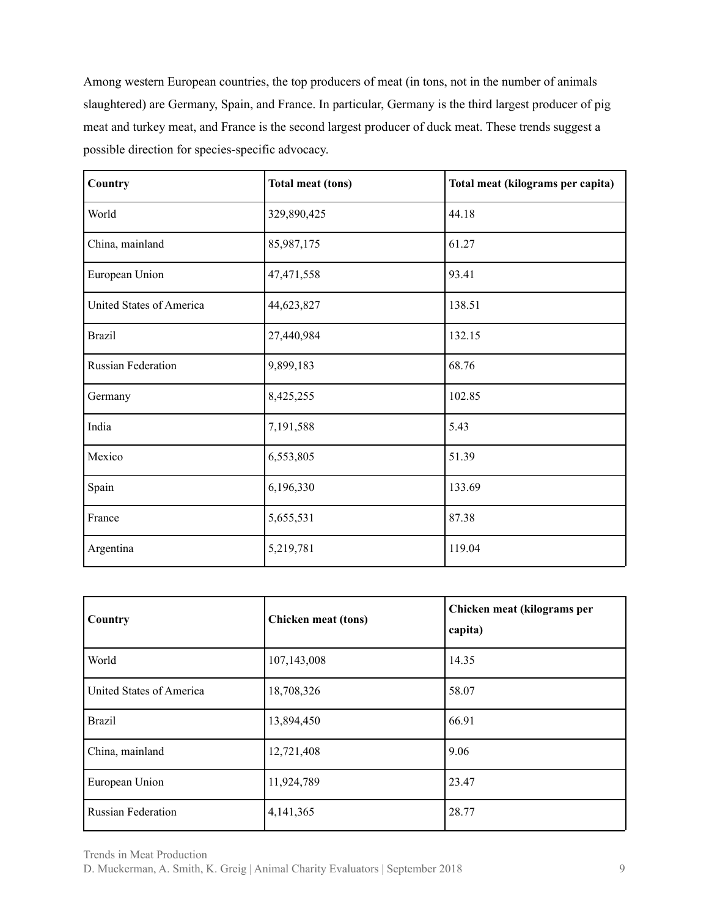Among western European countries, the top producers of meat (in tons, not in the number of animals slaughtered) are Germany, Spain, and France. In particular, Germany is the third largest producer of pig meat and turkey meat, and France is the second largest producer of duck meat. These trends suggest a possible direction for species-specific advocacy.

| Country | Total meat (tons) | Total meat (kilograms per capita) |
|---|---|---|
| World | 329,890,425 | 44.18 |
| China, mainland | 85,987,175 | 61.27 |
| European Union | 47,471,558 | 93.41 |
| United States of America | 44,623,827 | 138.51 |
| Brazil | 27,440,984 | 132.15 |
| Russian Federation | 9,899,183 | 68.76 |
| Germany | 8,425,255 | 102.85 |
| India | 7,191,588 | 5.43 |
| Mexico | 6,553,805 | 51.39 |
| Spain | 6,196,330 | 133.69 |
| France | 5,655,531 | 87.38 |
| Argentina | 5,219,781 | 119.04 |

| Country | Chicken meat (tons) | Chicken meat (kilograms per capita) |
|---|---|---|
| World | 107,143,008 | 14.35 |
| United States of America | 18,708,326 | 58.07 |
| Brazil | 13,894,450 | 66.91 |
| China, mainland | 12,721,408 | 9.06 |
| European Union | 11,924,789 | 23.47 |
| Russian Federation | 4,141,365 | 28.77 |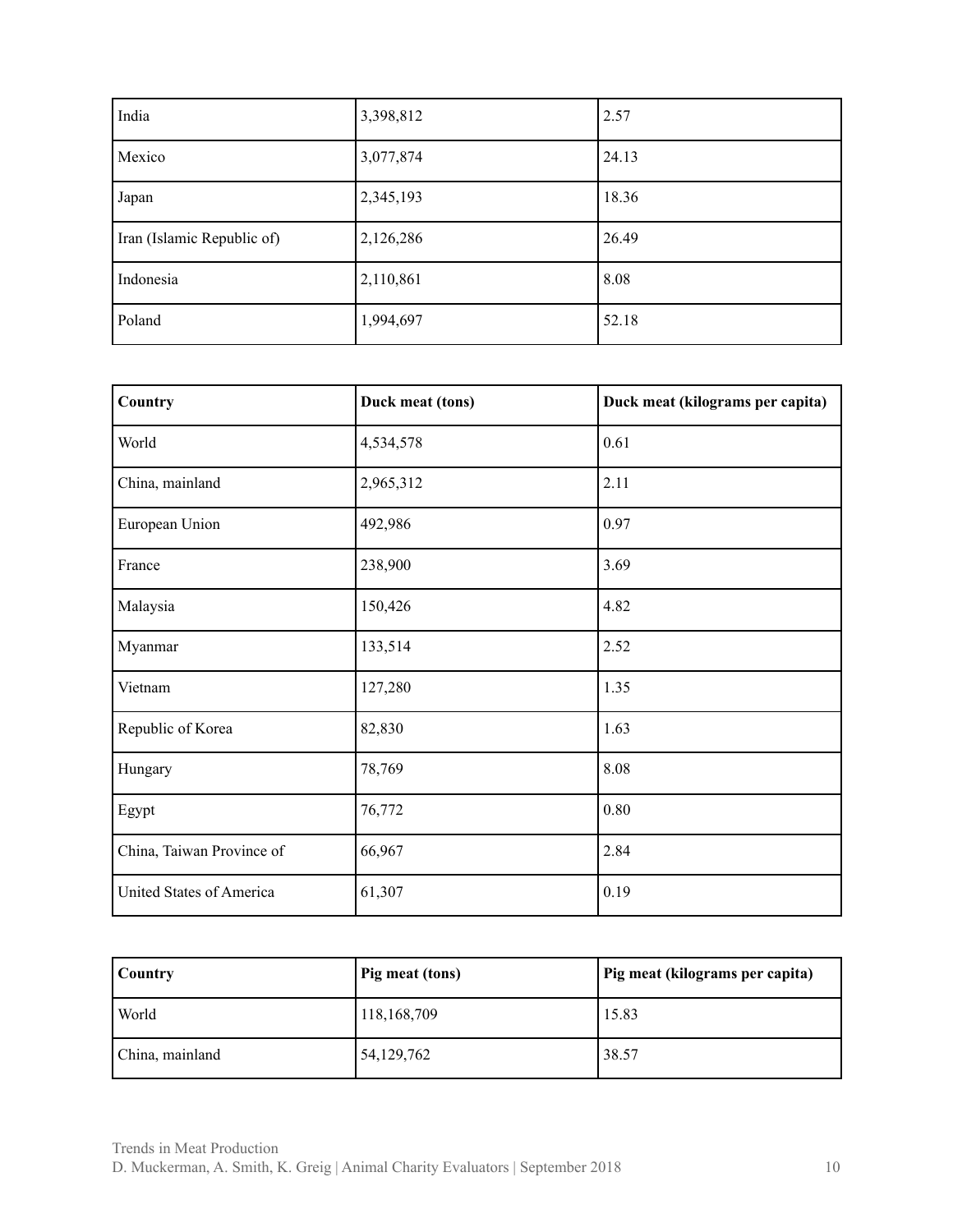| | | |
|---|---|---|
| India | 3,398,812 | 2.57 |
| Mexico | 3,077,874 | 24.13 |
| Japan | 2,345,193 | 18.36 |
| Iran (Islamic Republic of) | 2,126,286 | 26.49 |
| Indonesia | 2,110,861 | 8.08 |
| Poland | 1,994,697 | 52.18 |

| Country | Duck meat (tons) | Duck meat (kilograms per capita) |
|---|---|---|
| World | 4,534,578 | 0.61 |
| China, mainland | 2,965,312 | 2.11 |
| European Union | 492,986 | 0.97 |
| France | 238,900 | 3.69 |
| Malaysia | 150,426 | 4.82 |
| Myanmar | 133,514 | 2.52 |
| Vietnam | 127,280 | 1.35 |
| Republic of Korea | 82,830 | 1.63 |
| Hungary | 78,769 | 8.08 |
| Egypt | 76,772 | 0.80 |
| China, Taiwan Province of | 66,967 | 2.84 |
| United States of America | 61,307 | 0.19 |

| Country | Pig meat (tons) | Pig meat (kilograms per capita) |
|---|---|---|
| World | 118,168,709 | 15.83 |
| China, mainland | 54,129,762 | 38.57 |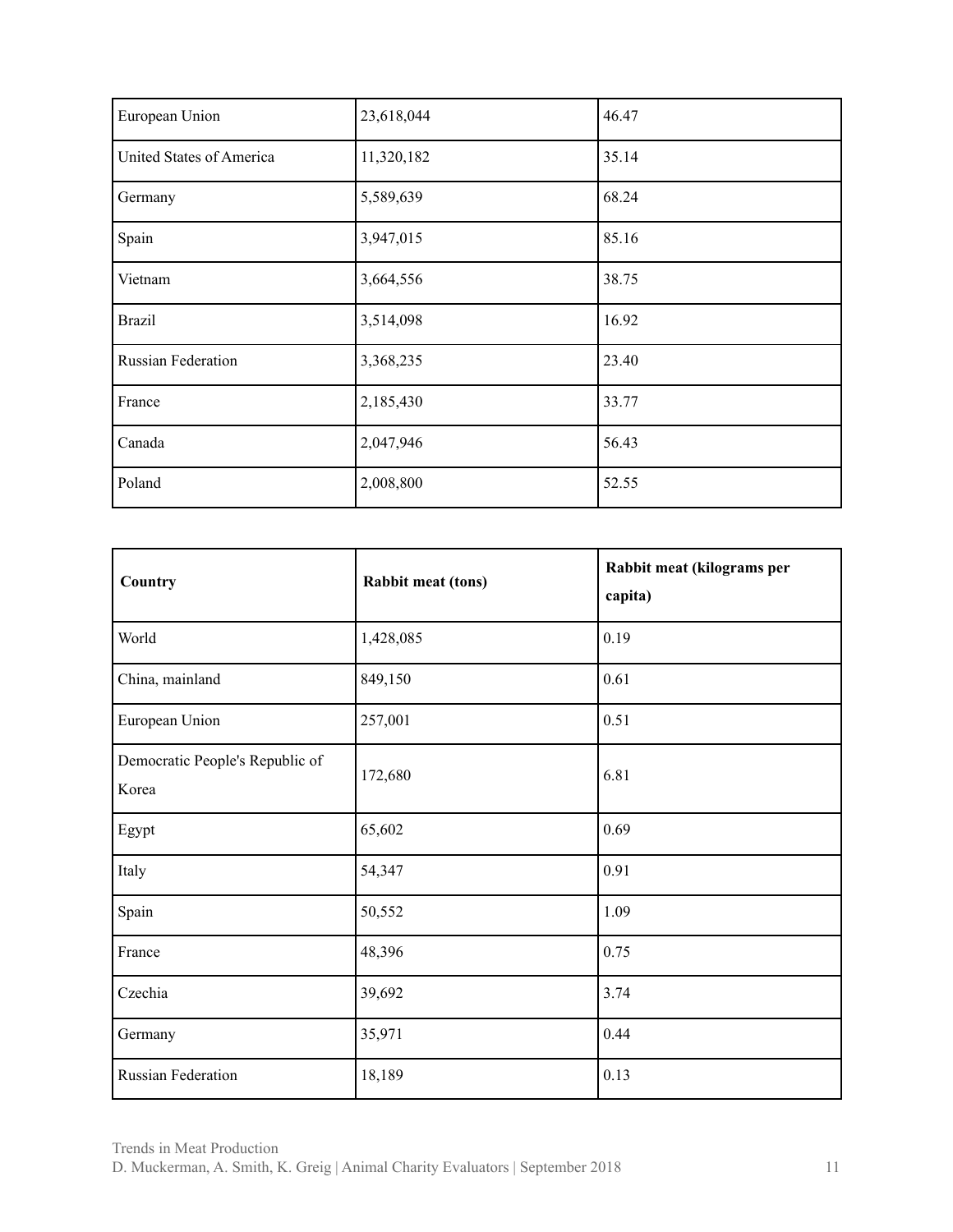| | | |
|---|---|---|
| European Union | 23,618,044 | 46.47 |
| United States of America | 11,320,182 | 35.14 |
| Germany | 5,589,639 | 68.24 |
| Spain | 3,947,015 | 85.16 |
| Vietnam | 3,664,556 | 38.75 |
| Brazil | 3,514,098 | 16.92 |
| Russian Federation | 3,368,235 | 23.40 |
| France | 2,185,430 | 33.77 |
| Canada | 2,047,946 | 56.43 |
| Poland | 2,008,800 | 52.55 |

| **Country** | **Rabbit meat (tons)** | **Rabbit meat (kilograms per capita)** |
|---|---|---|
| World | 1,428,085 | 0.19 |
| China, mainland | 849,150 | 0.61 |
| European Union | 257,001 | 0.51 |
| Democratic People's Republic of Korea | 172,680 | 6.81 |
| Egypt | 65,602 | 0.69 |
| Italy | 54,347 | 0.91 |
| Spain | 50,552 | 1.09 |
| France | 48,396 | 0.75 |
| Czechia | 39,692 | 3.74 |
| Germany | 35,971 | 0.44 |
| Russian Federation | 18,189 | 0.13 |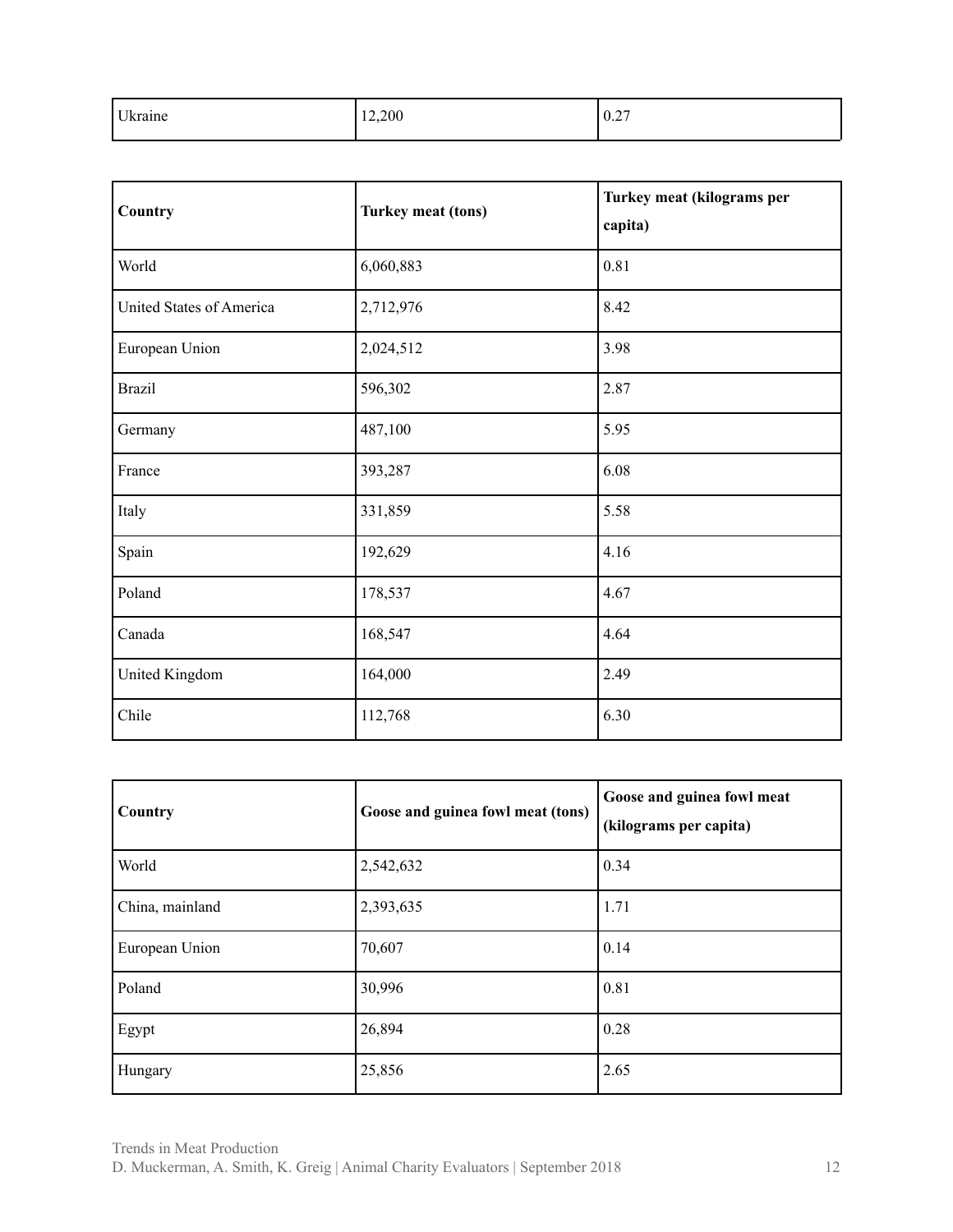| Ukraine | 12,200 | 0.27 |
|---|---|---|

| Country | Turkey meat (tons) | Turkey meat (kilograms per capita) |
|---|---|---|
| World | 6,060,883 | 0.81 |
| United States of America | 2,712,976 | 8.42 |
| European Union | 2,024,512 | 3.98 |
| Brazil | 596,302 | 2.87 |
| Germany | 487,100 | 5.95 |
| France | 393,287 | 6.08 |
| Italy | 331,859 | 5.58 |
| Spain | 192,629 | 4.16 |
| Poland | 178,537 | 4.67 |
| Canada | 168,547 | 4.64 |
| United Kingdom | 164,000 | 2.49 |
| Chile | 112,768 | 6.30 |

| Country | Goose and guinea fowl meat (tons) | Goose and guinea fowl meat (kilograms per capita) |
|---|---|---|
| World | 2,542,632 | 0.34 |
| China, mainland | 2,393,635 | 1.71 |
| European Union | 70,607 | 0.14 |
| Poland | 30,996 | 0.81 |
| Egypt | 26,894 | 0.28 |
| Hungary | 25,856 | 2.65 |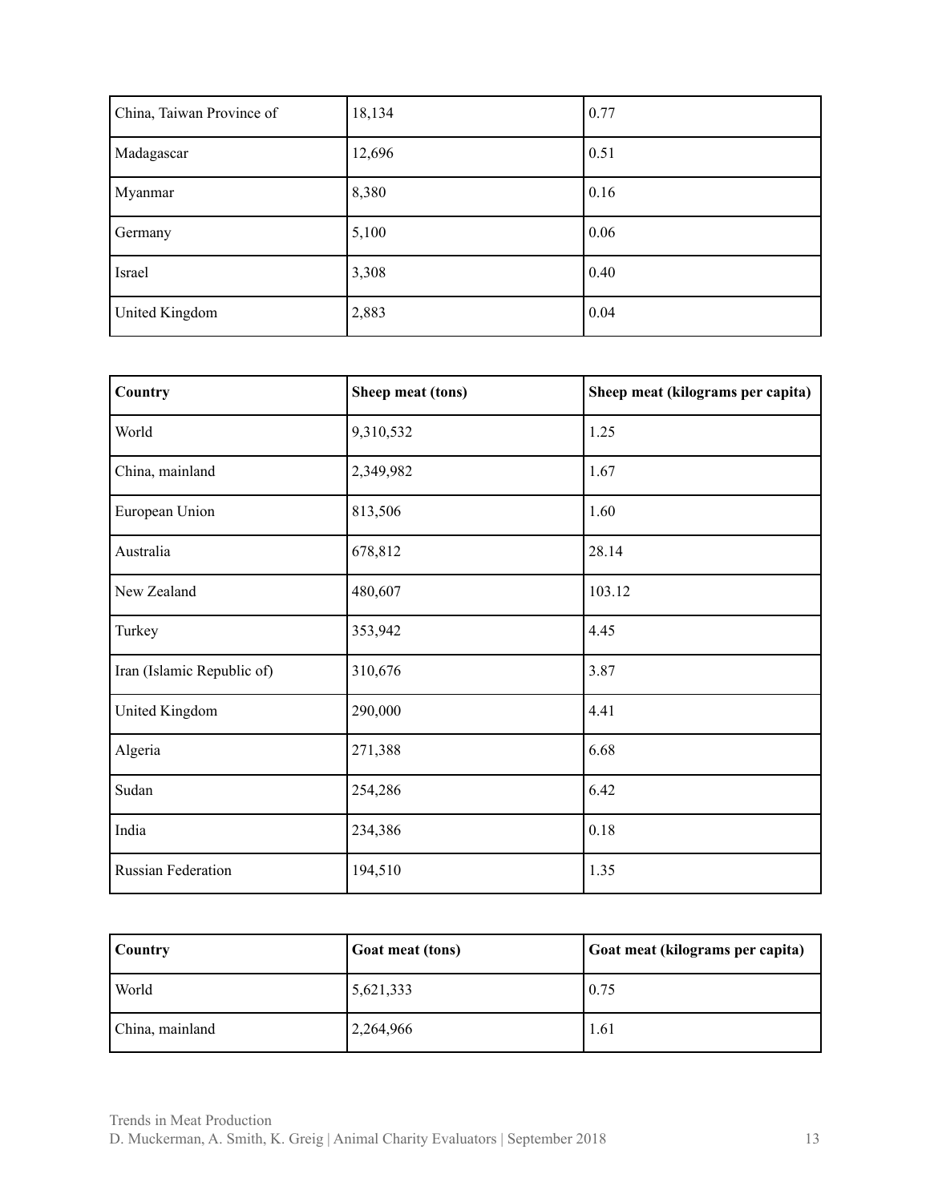| | | |
|---|---|---|
| China, Taiwan Province of | 18,134 | 0.77 |
| Madagascar | 12,696 | 0.51 |
| Myanmar | 8,380 | 0.16 |
| Germany | 5,100 | 0.06 |
| Israel | 3,308 | 0.40 |
| United Kingdom | 2,883 | 0.04 |

| Country | Sheep meat (tons) | Sheep meat (kilograms per capita) |
|---|---|---|
| World | 9,310,532 | 1.25 |
| China, mainland | 2,349,982 | 1.67 |
| European Union | 813,506 | 1.60 |
| Australia | 678,812 | 28.14 |
| New Zealand | 480,607 | 103.12 |
| Turkey | 353,942 | 4.45 |
| Iran (Islamic Republic of) | 310,676 | 3.87 |
| United Kingdom | 290,000 | 4.41 |
| Algeria | 271,388 | 6.68 |
| Sudan | 254,286 | 6.42 |
| India | 234,386 | 0.18 |
| Russian Federation | 194,510 | 1.35 |

| Country | Goat meat (tons) | Goat meat (kilograms per capita) |
|---|---|---|
| World | 5,621,333 | 0.75 |
| China, mainland | 2,264,966 | 1.61 |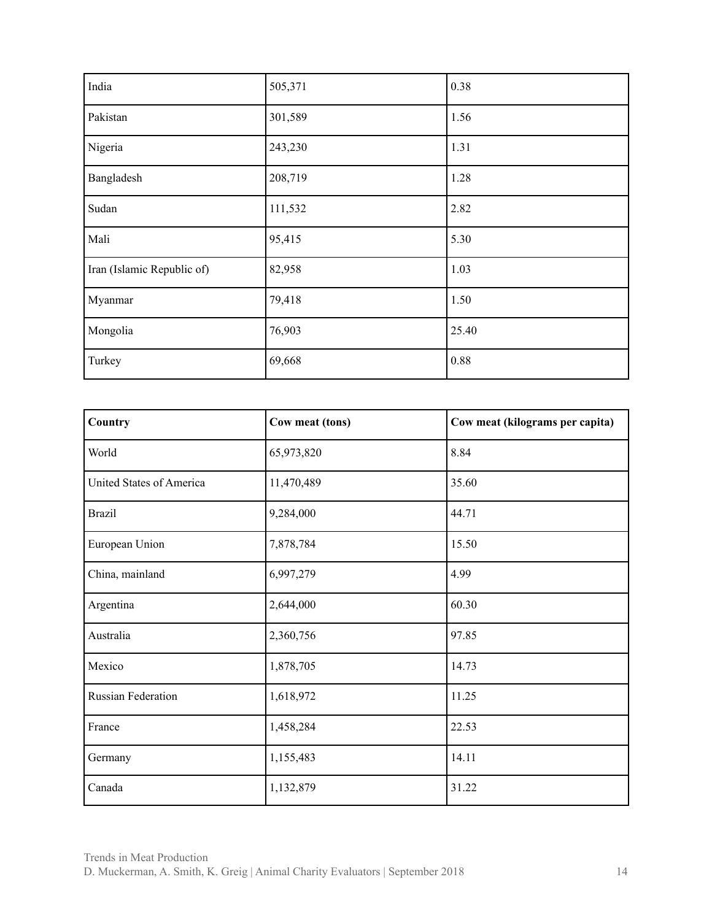| | | |
|---|---|---|
| India | 505,371 | 0.38 |
| Pakistan | 301,589 | 1.56 |
| Nigeria | 243,230 | 1.31 |
| Bangladesh | 208,719 | 1.28 |
| Sudan | 111,532 | 2.82 |
| Mali | 95,415 | 5.30 |
| Iran (Islamic Republic of) | 82,958 | 1.03 |
| Myanmar | 79,418 | 1.50 |
| Mongolia | 76,903 | 25.40 |
| Turkey | 69,668 | 0.88 |

| **Country** | **Cow meat (tons)** | **Cow meat (kilograms per capita)** |
|---|---|---|
| World | 65,973,820 | 8.84 |
| United States of America | 11,470,489 | 35.60 |
| Brazil | 9,284,000 | 44.71 |
| European Union | 7,878,784 | 15.50 |
| China, mainland | 6,997,279 | 4.99 |
| Argentina | 2,644,000 | 60.30 |
| Australia | 2,360,756 | 97.85 |
| Mexico | 1,878,705 | 14.73 |
| Russian Federation | 1,618,972 | 11.25 |
| France | 1,458,284 | 22.53 |
| Germany | 1,155,483 | 14.11 |
| Canada | 1,132,879 | 31.22 |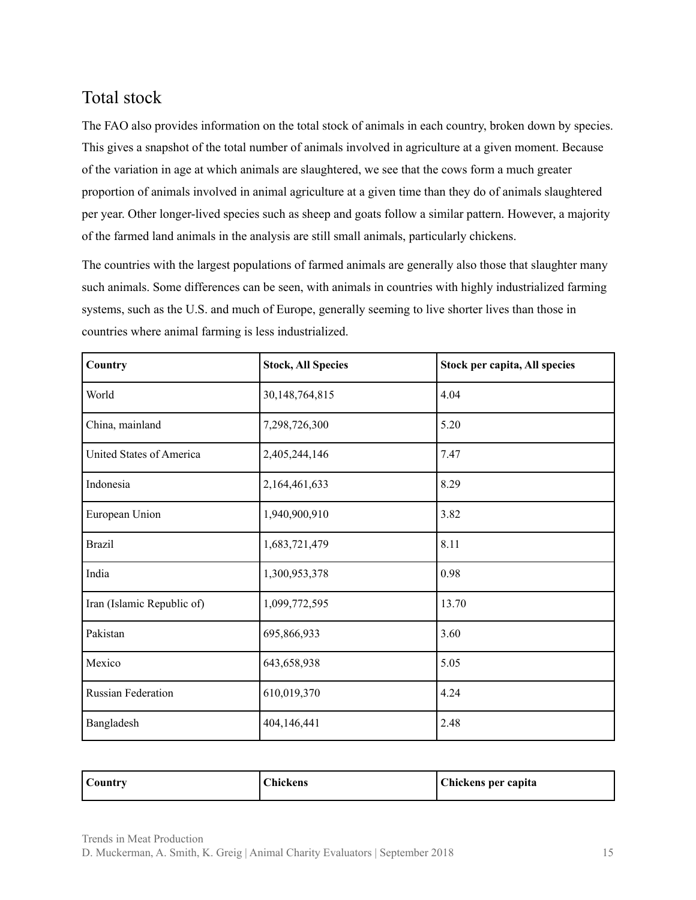## Total stock

The FAO also provides information on the total stock of animals in each country, broken down by species. This gives a snapshot of the total number of animals involved in agriculture at a given moment. Because of the variation in age at which animals are slaughtered, we see that the cows form a much greater proportion of animals involved in animal agriculture at a given time than they do of animals slaughtered per year. Other longer-lived species such as sheep and goats follow a similar pattern. However, a majority of the farmed land animals in the analysis are still small animals, particularly chickens.

The countries with the largest populations of farmed animals are generally also those that slaughter many such animals. Some differences can be seen, with animals in countries with highly industrialized farming systems, such as the U.S. and much of Europe, generally seeming to live shorter lives than those in countries where animal farming is less industrialized.

| Country | Stock, All Species | Stock per capita, All species |
|---|---|---|
| World | 30,148,764,815 | 4.04 |
| China, mainland | 7,298,726,300 | 5.20 |
| United States of America | 2,405,244,146 | 7.47 |
| Indonesia | 2,164,461,633 | 8.29 |
| European Union | 1,940,900,910 | 3.82 |
| Brazil | 1,683,721,479 | 8.11 |
| India | 1,300,953,378 | 0.98 |
| Iran (Islamic Republic of) | 1,099,772,595 | 13.70 |
| Pakistan | 695,866,933 | 3.60 |
| Mexico | 643,658,938 | 5.05 |
| Russian Federation | 610,019,370 | 4.24 |
| Bangladesh | 404,146,441 | 2.48 |

| Country | Chickens | Chickens per capita |
|---|---|---|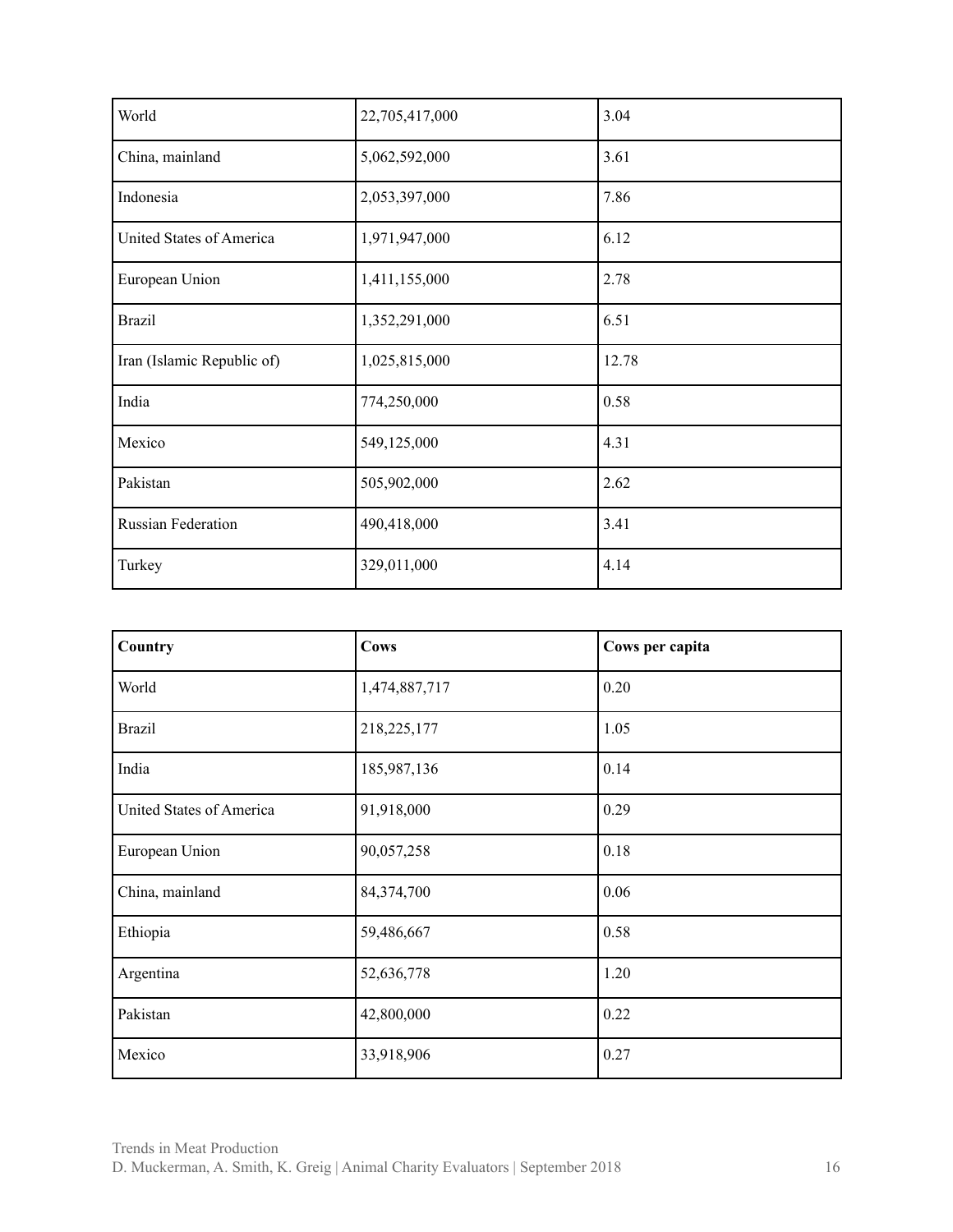| | | |
|---|---|---|
| World | 22,705,417,000 | 3.04 |
| China, mainland | 5,062,592,000 | 3.61 |
| Indonesia | 2,053,397,000 | 7.86 |
| United States of America | 1,971,947,000 | 6.12 |
| European Union | 1,411,155,000 | 2.78 |
| Brazil | 1,352,291,000 | 6.51 |
| Iran (Islamic Republic of) | 1,025,815,000 | 12.78 |
| India | 774,250,000 | 0.58 |
| Mexico | 549,125,000 | 4.31 |
| Pakistan | 505,902,000 | 2.62 |
| Russian Federation | 490,418,000 | 3.41 |
| Turkey | 329,011,000 | 4.14 |

| **Country** | **Cows** | **Cows per capita** |
|---|---|---|
| World | 1,474,887,717 | 0.20 |
| Brazil | 218,225,177 | 1.05 |
| India | 185,987,136 | 0.14 |
| United States of America | 91,918,000 | 0.29 |
| European Union | 90,057,258 | 0.18 |
| China, mainland | 84,374,700 | 0.06 |
| Ethiopia | 59,486,667 | 0.58 |
| Argentina | 52,636,778 | 1.20 |
| Pakistan | 42,800,000 | 0.22 |
| Mexico | 33,918,906 | 0.27 |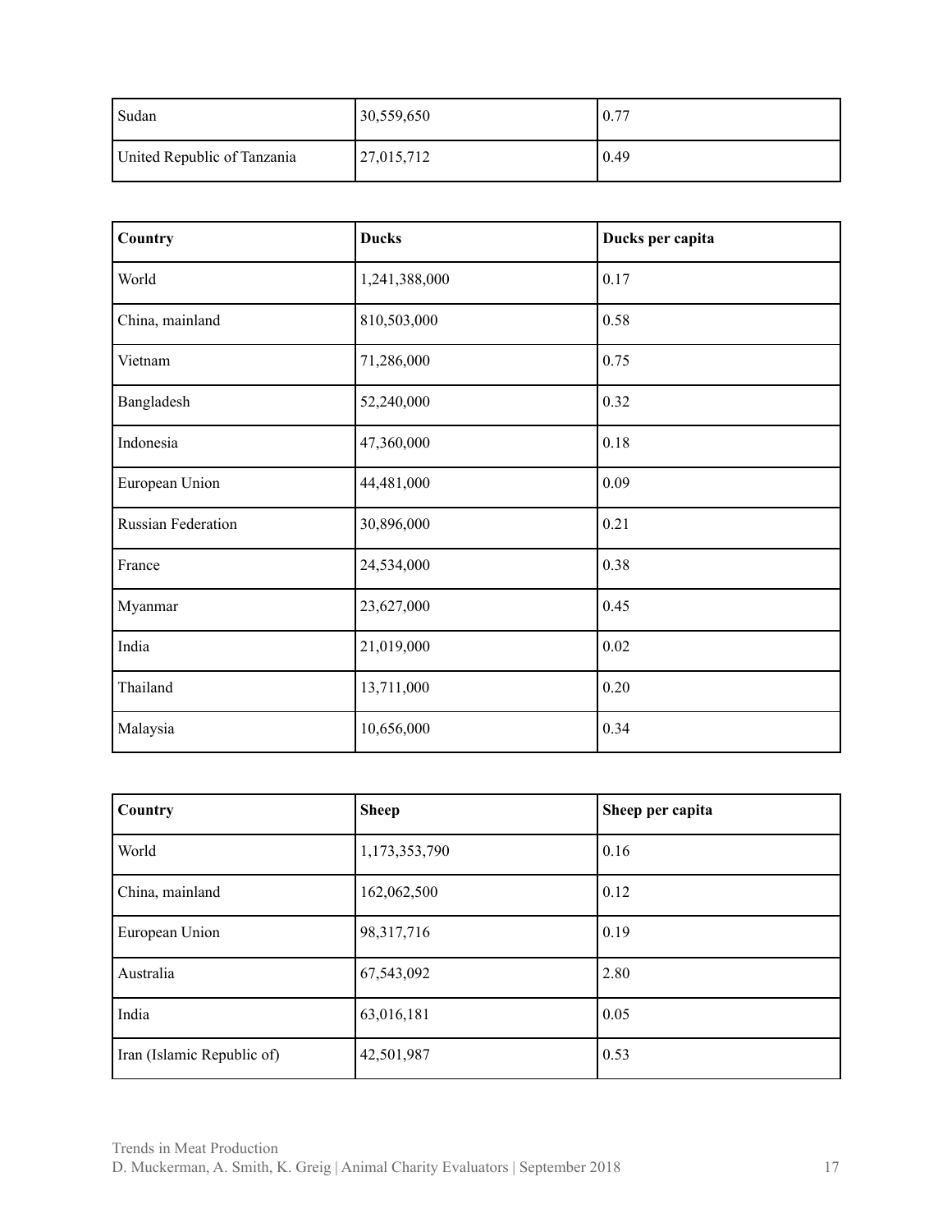| | | |
|---|---|---|
| Sudan | 30,559,650 | 0.77 |
| United Republic of Tanzania | 27,015,712 | 0.49 |

| **Country** | **Ducks** | **Ducks per capita** |
|---|---|---|
| World | 1,241,388,000 | 0.17 |
| China, mainland | 810,503,000 | 0.58 |
| Vietnam | 71,286,000 | 0.75 |
| Bangladesh | 52,240,000 | 0.32 |
| Indonesia | 47,360,000 | 0.18 |
| European Union | 44,481,000 | 0.09 |
| Russian Federation | 30,896,000 | 0.21 |
| France | 24,534,000 | 0.38 |
| Myanmar | 23,627,000 | 0.45 |
| India | 21,019,000 | 0.02 |
| Thailand | 13,711,000 | 0.20 |
| Malaysia | 10,656,000 | 0.34 |

| **Country** | **Sheep** | **Sheep per capita** |
|---|---|---|
| World | 1,173,353,790 | 0.16 |
| China, mainland | 162,062,500 | 0.12 |
| European Union | 98,317,716 | 0.19 |
| Australia | 67,543,092 | 2.80 |
| India | 63,016,181 | 0.05 |
| Iran (Islamic Republic of) | 42,501,987 | 0.53 |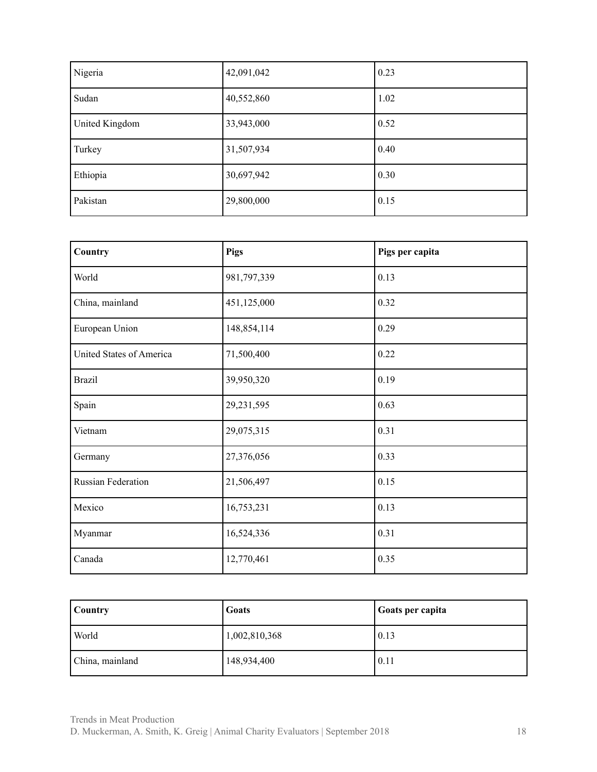| | | |
|---|---|---|
| Nigeria | 42,091,042 | 0.23 |
| Sudan | 40,552,860 | 1.02 |
| United Kingdom | 33,943,000 | 0.52 |
| Turkey | 31,507,934 | 0.40 |
| Ethiopia | 30,697,942 | 0.30 |
| Pakistan | 29,800,000 | 0.15 |

| Country | Pigs | Pigs per capita |
|---|---|---|
| World | 981,797,339 | 0.13 |
| China, mainland | 451,125,000 | 0.32 |
| European Union | 148,854,114 | 0.29 |
| United States of America | 71,500,400 | 0.22 |
| Brazil | 39,950,320 | 0.19 |
| Spain | 29,231,595 | 0.63 |
| Vietnam | 29,075,315 | 0.31 |
| Germany | 27,376,056 | 0.33 |
| Russian Federation | 21,506,497 | 0.15 |
| Mexico | 16,753,231 | 0.13 |
| Myanmar | 16,524,336 | 0.31 |
| Canada | 12,770,461 | 0.35 |

| Country | Goats | Goats per capita |
|---|---|---|
| World | 1,002,810,368 | 0.13 |
| China, mainland | 148,934,400 | 0.11 |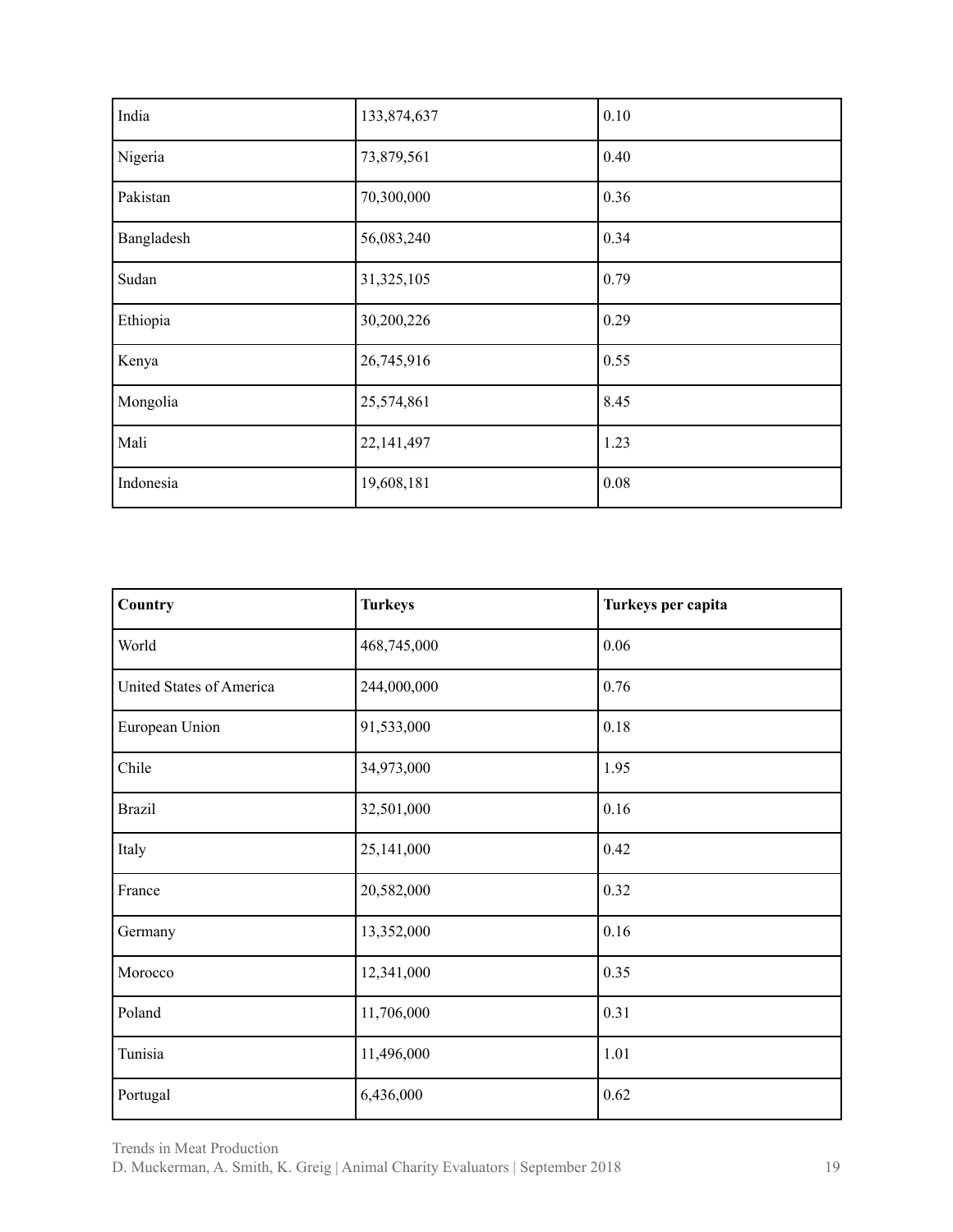| | | |
|---|---|---|
| India | 133,874,637 | 0.10 |
| Nigeria | 73,879,561 | 0.40 |
| Pakistan | 70,300,000 | 0.36 |
| Bangladesh | 56,083,240 | 0.34 |
| Sudan | 31,325,105 | 0.79 |
| Ethiopia | 30,200,226 | 0.29 |
| Kenya | 26,745,916 | 0.55 |
| Mongolia | 25,574,861 | 8.45 |
| Mali | 22,141,497 | 1.23 |
| Indonesia | 19,608,181 | 0.08 |

| Country | Turkeys | Turkeys per capita |
|---|---|---|
| World | 468,745,000 | 0.06 |
| United States of America | 244,000,000 | 0.76 |
| European Union | 91,533,000 | 0.18 |
| Chile | 34,973,000 | 1.95 |
| Brazil | 32,501,000 | 0.16 |
| Italy | 25,141,000 | 0.42 |
| France | 20,582,000 | 0.32 |
| Germany | 13,352,000 | 0.16 |
| Morocco | 12,341,000 | 0.35 |
| Poland | 11,706,000 | 0.31 |
| Tunisia | 11,496,000 | 1.01 |
| Portugal | 6,436,000 | 0.62 |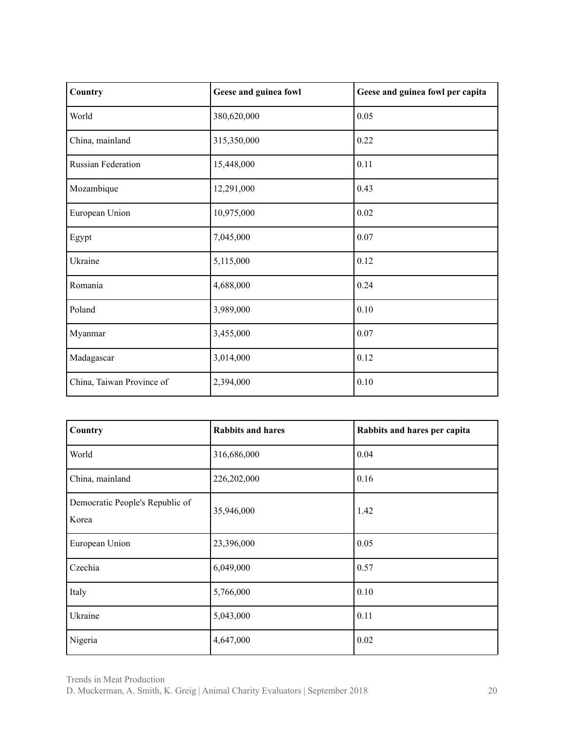| Country | Geese and guinea fowl | Geese and guinea fowl per capita |
|---|---|---|
| World | 380,620,000 | 0.05 |
| China, mainland | 315,350,000 | 0.22 |
| Russian Federation | 15,448,000 | 0.11 |
| Mozambique | 12,291,000 | 0.43 |
| European Union | 10,975,000 | 0.02 |
| Egypt | 7,045,000 | 0.07 |
| Ukraine | 5,115,000 | 0.12 |
| Romania | 4,688,000 | 0.24 |
| Poland | 3,989,000 | 0.10 |
| Myanmar | 3,455,000 | 0.07 |
| Madagascar | 3,014,000 | 0.12 |
| China, Taiwan Province of | 2,394,000 | 0.10 |

| Country | Rabbits and hares | Rabbits and hares per capita |
|---|---|---|
| World | 316,686,000 | 0.04 |
| China, mainland | 226,202,000 | 0.16 |
| Democratic People's Republic of Korea | 35,946,000 | 1.42 |
| European Union | 23,396,000 | 0.05 |
| Czechia | 6,049,000 | 0.57 |
| Italy | 5,766,000 | 0.10 |
| Ukraine | 5,043,000 | 0.11 |
| Nigeria | 4,647,000 | 0.02 |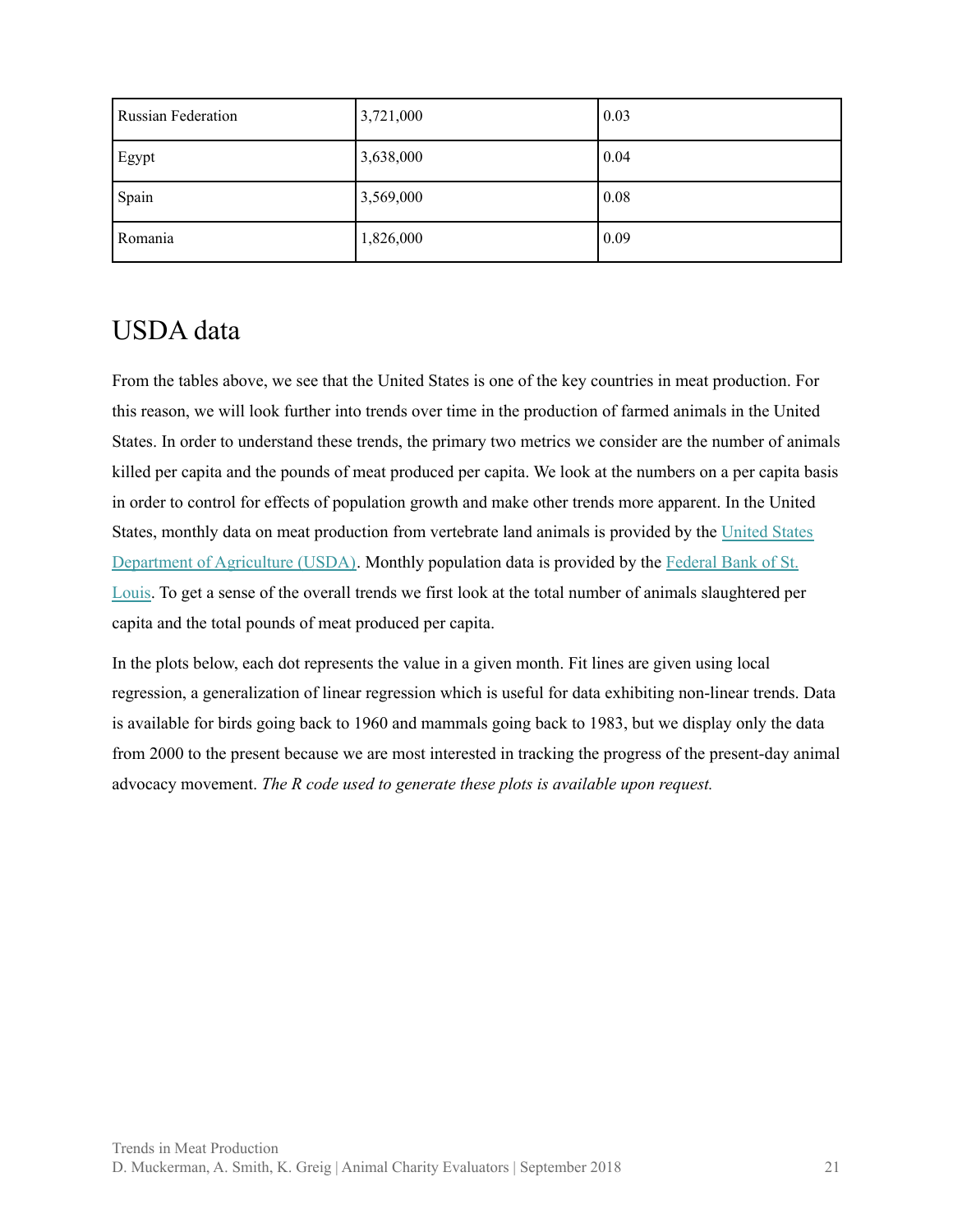| Russian Federation | 3,721,000 | 0.03 |
|---|---|---|
| Egypt | 3,638,000 | 0.04 |
| Spain | 3,569,000 | 0.08 |
| Romania | 1,826,000 | 0.09 |

## USDA data

From the tables above, we see that the United States is one of the key countries in meat production. For this reason, we will look further into trends over time in the production of farmed animals in the United States. In order to understand these trends, the primary two metrics we consider are the number of animals killed per capita and the pounds of meat produced per capita. We look at the numbers on a per capita basis in order to control for effects of population growth and make other trends more apparent. In the United States, monthly data on meat production from vertebrate land animals is provided by the United States Department of Agriculture (USDA). Monthly population data is provided by the Federal Bank of St. Louis. To get a sense of the overall trends we first look at the total number of animals slaughtered per capita and the total pounds of meat produced per capita.

In the plots below, each dot represents the value in a given month. Fit lines are given using local regression, a generalization of linear regression which is useful for data exhibiting non-linear trends. Data is available for birds going back to 1960 and mammals going back to 1983, but we display only the data from 2000 to the present because we are most interested in tracking the progress of the present-day animal advocacy movement. *The R code used to generate these plots is available upon request.*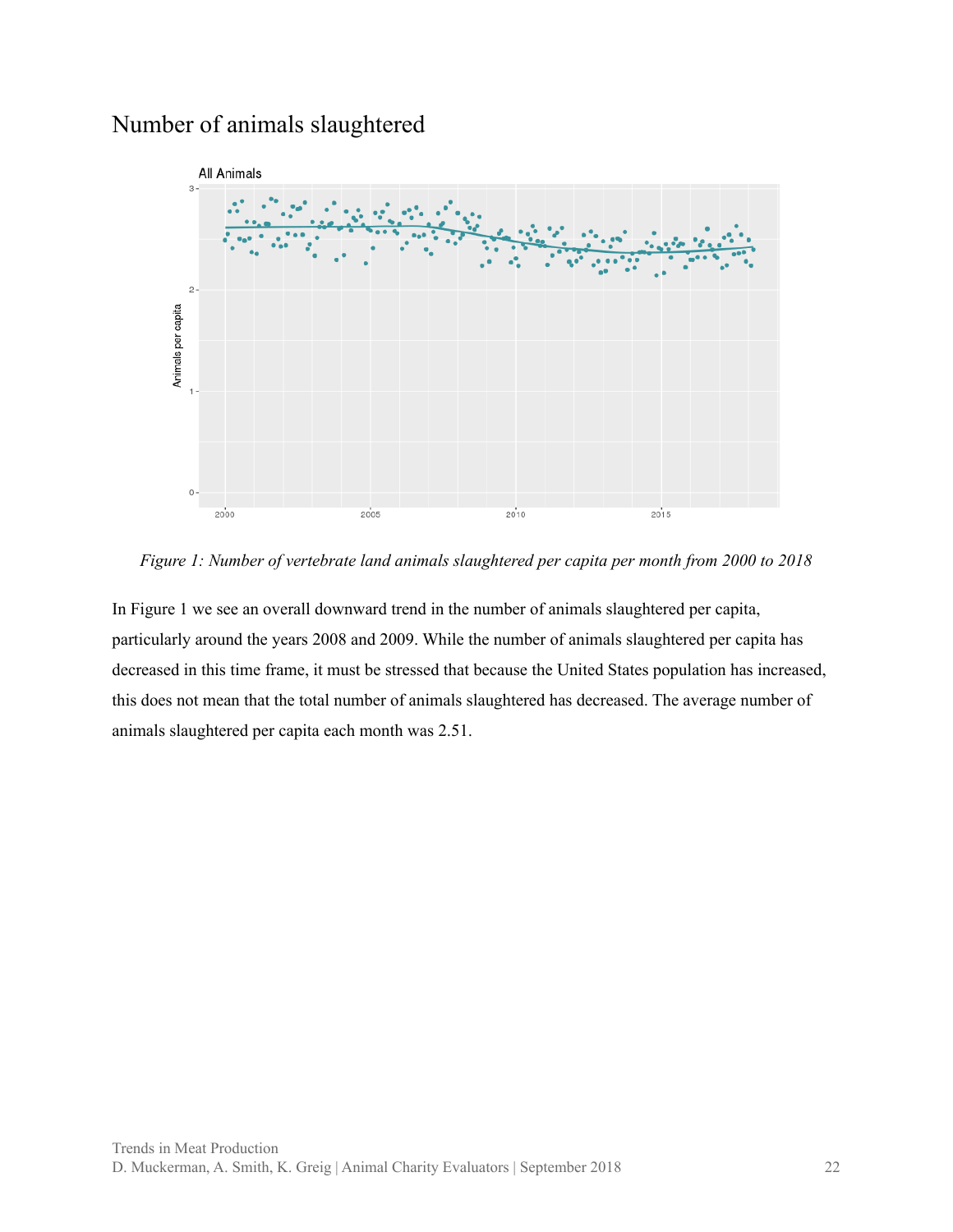# Number of animals slaughtered

*Figure 1: Number of vertebrate land animals slaughtered per capita per month from 2000 to 2018*

In Figure 1 we see an overall downward trend in the number of animals slaughtered per capita, particularly around the years 2008 and 2009. While the number of animals slaughtered per capita has decreased in this time frame, it must be stressed that because the United States population has increased, this does not mean that the total number of animals slaughtered has decreased. The average number of animals slaughtered per capita each month was 2.51.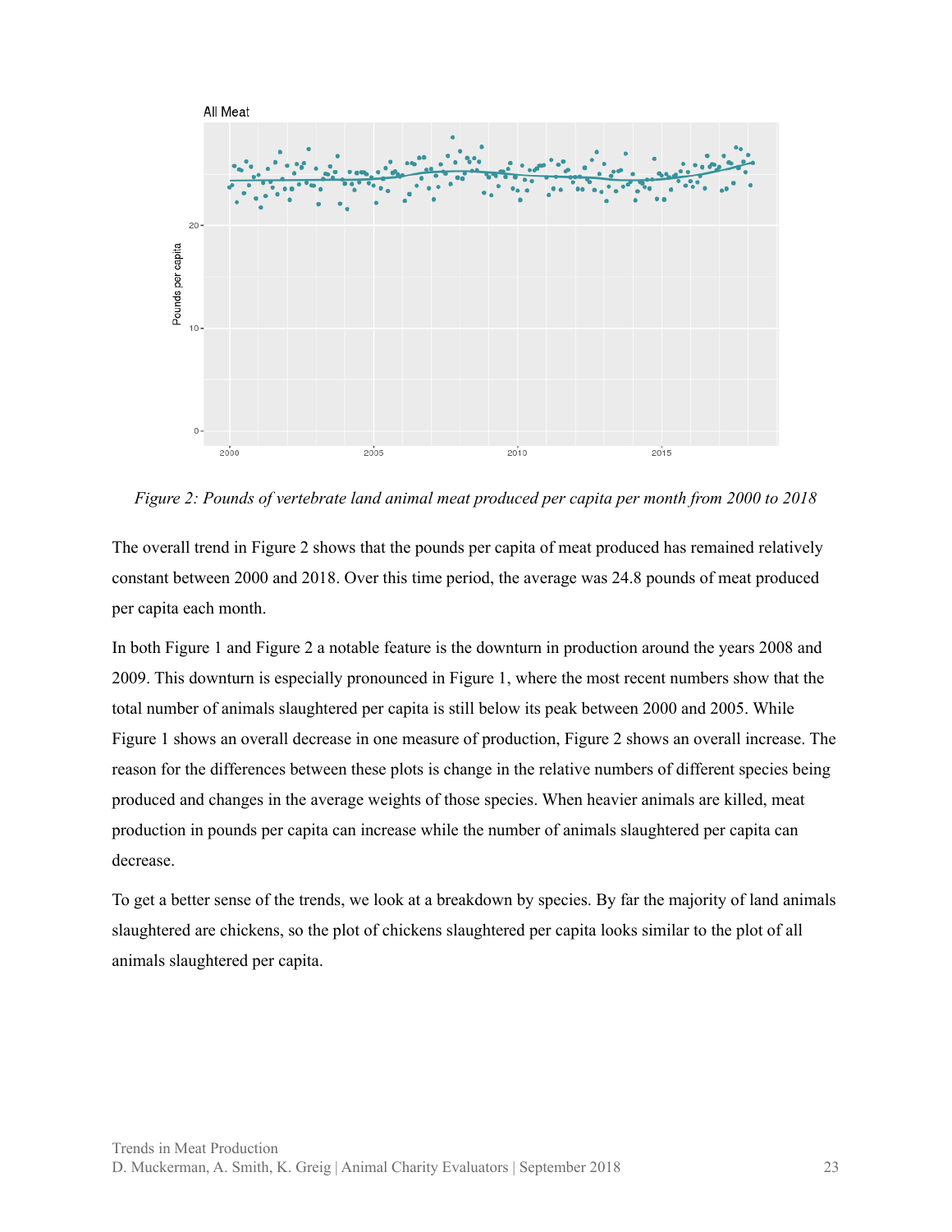*Figure 2: Pounds of vertebrate land animal meat produced per capita per month from 2000 to 2018*

The overall trend in Figure 2 shows that the pounds per capita of meat produced has remained relatively constant between 2000 and 2018. Over this time period, the average was 24.8 pounds of meat produced per capita each month.

In both Figure 1 and Figure 2 a notable feature is the downturn in production around the years 2008 and 2009. This downturn is especially pronounced in Figure 1, where the most recent numbers show that the total number of animals slaughtered per capita is still below its peak between 2000 and 2005. While Figure 1 shows an overall decrease in one measure of production, Figure 2 shows an overall increase. The reason for the differences between these plots is change in the relative numbers of different species being produced and changes in the average weights of those species. When heavier animals are killed, meat production in pounds per capita can increase while the number of animals slaughtered per capita can decrease.

To get a better sense of the trends, we look at a breakdown by species. By far the majority of land animals slaughtered are chickens, so the plot of chickens slaughtered per capita looks similar to the plot of all animals slaughtered per capita.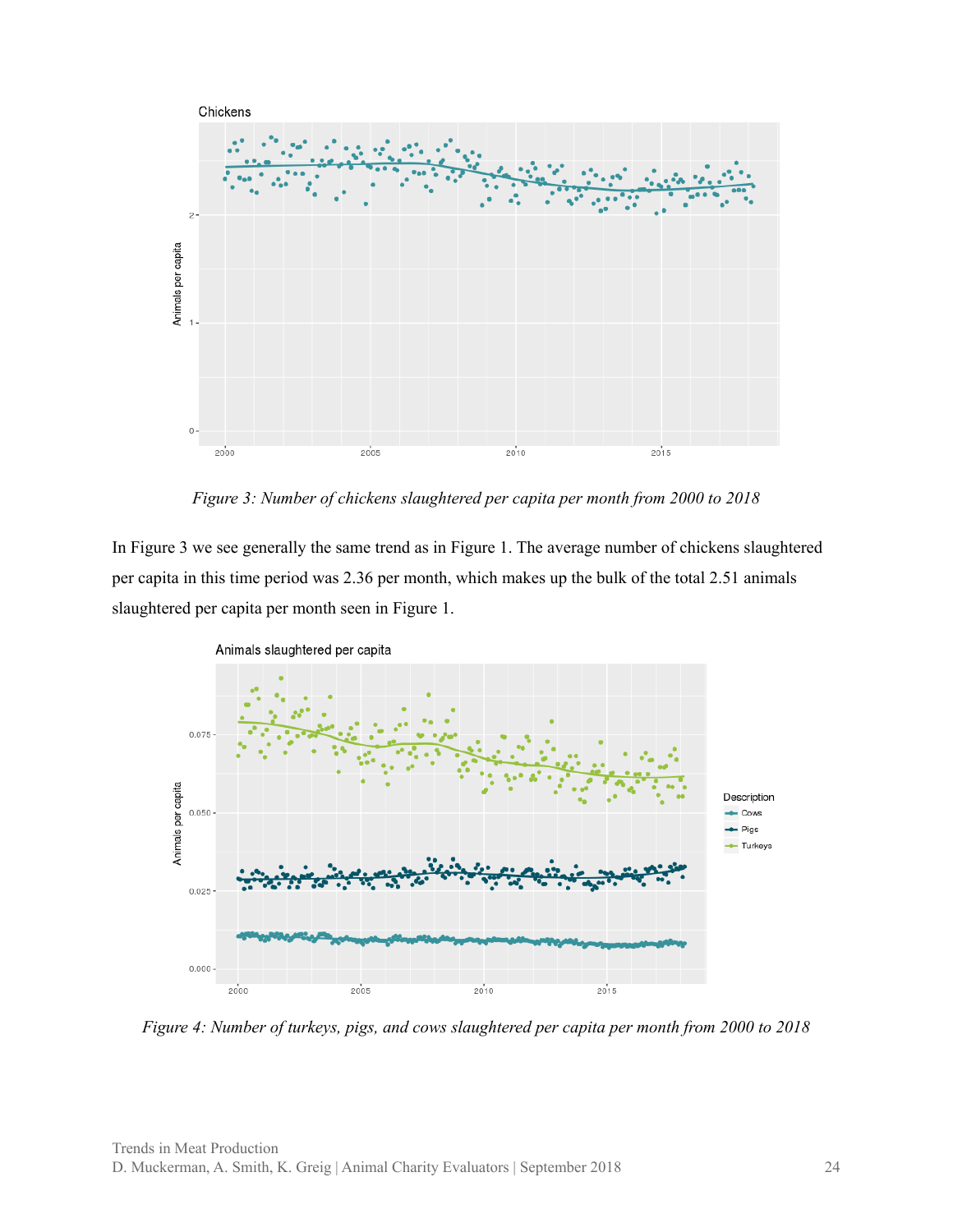*Figure 3: Number of chickens slaughtered per capita per month from 2000 to 2018*

In Figure 3 we see generally the same trend as in Figure 1. The average number of chickens slaughtered per capita in this time period was 2.36 per month, which makes up the bulk of the total 2.51 animals slaughtered per capita per month seen in Figure 1.

*Figure 4: Number of turkeys, pigs, and cows slaughtered per capita per month from 2000 to 2018*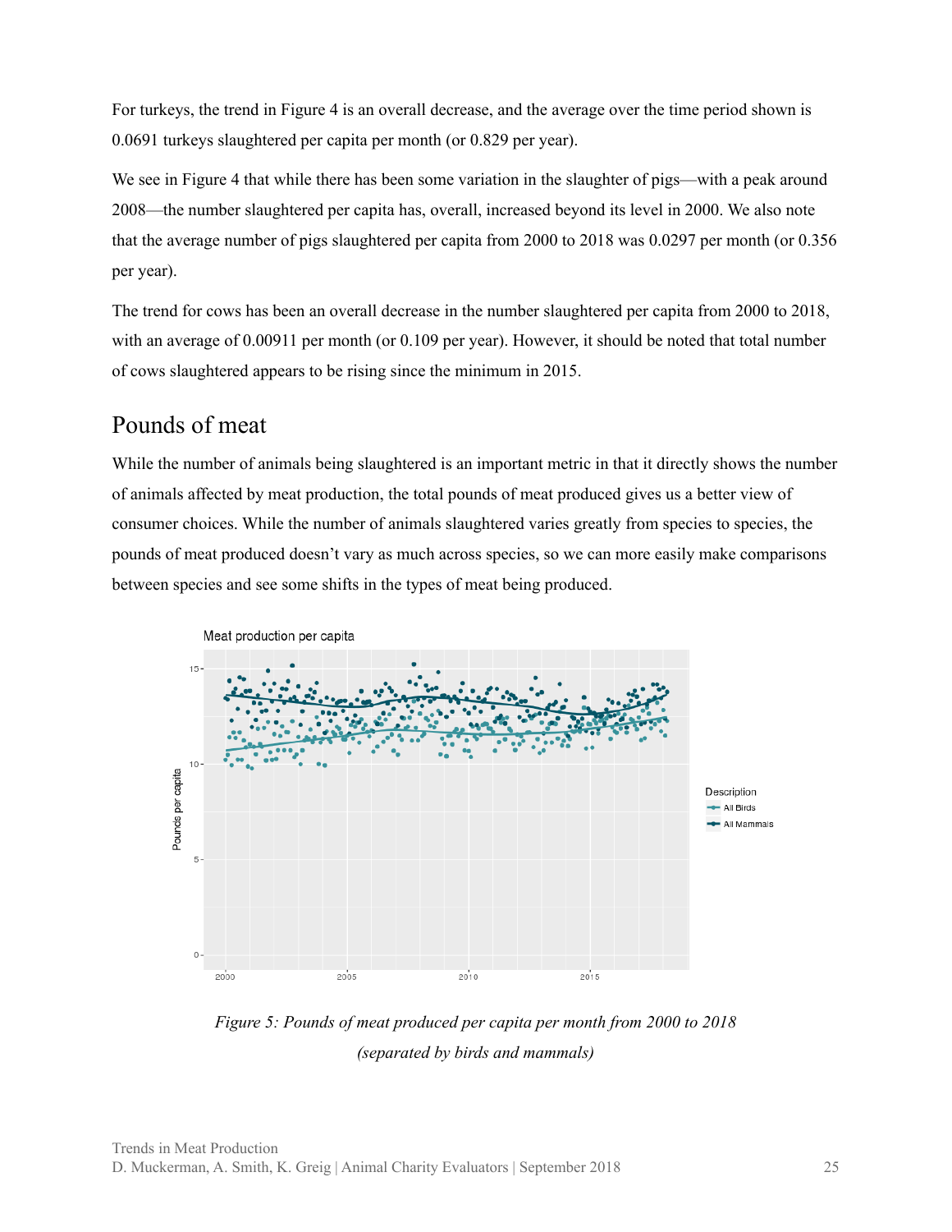For turkeys, the trend in Figure 4 is an overall decrease, and the average over the time period shown is 0.0691 turkeys slaughtered per capita per month (or 0.829 per year).

We see in Figure 4 that while there has been some variation in the slaughter of pigs—with a peak around 2008—the number slaughtered per capita has, overall, increased beyond its level in 2000. We also note that the average number of pigs slaughtered per capita from 2000 to 2018 was 0.0297 per month (or 0.356 per year).

The trend for cows has been an overall decrease in the number slaughtered per capita from 2000 to 2018, with an average of 0.00911 per month (or 0.109 per year). However, it should be noted that total number of cows slaughtered appears to be rising since the minimum in 2015.

## Pounds of meat

While the number of animals being slaughtered is an important metric in that it directly shows the number of animals affected by meat production, the total pounds of meat produced gives us a better view of consumer choices. While the number of animals slaughtered varies greatly from species to species, the pounds of meat produced doesn't vary as much across species, so we can more easily make comparisons between species and see some shifts in the types of meat being produced.

*Figure 5: Pounds of meat produced per capita per month from 2000 to 2018 (separated by birds and mammals)*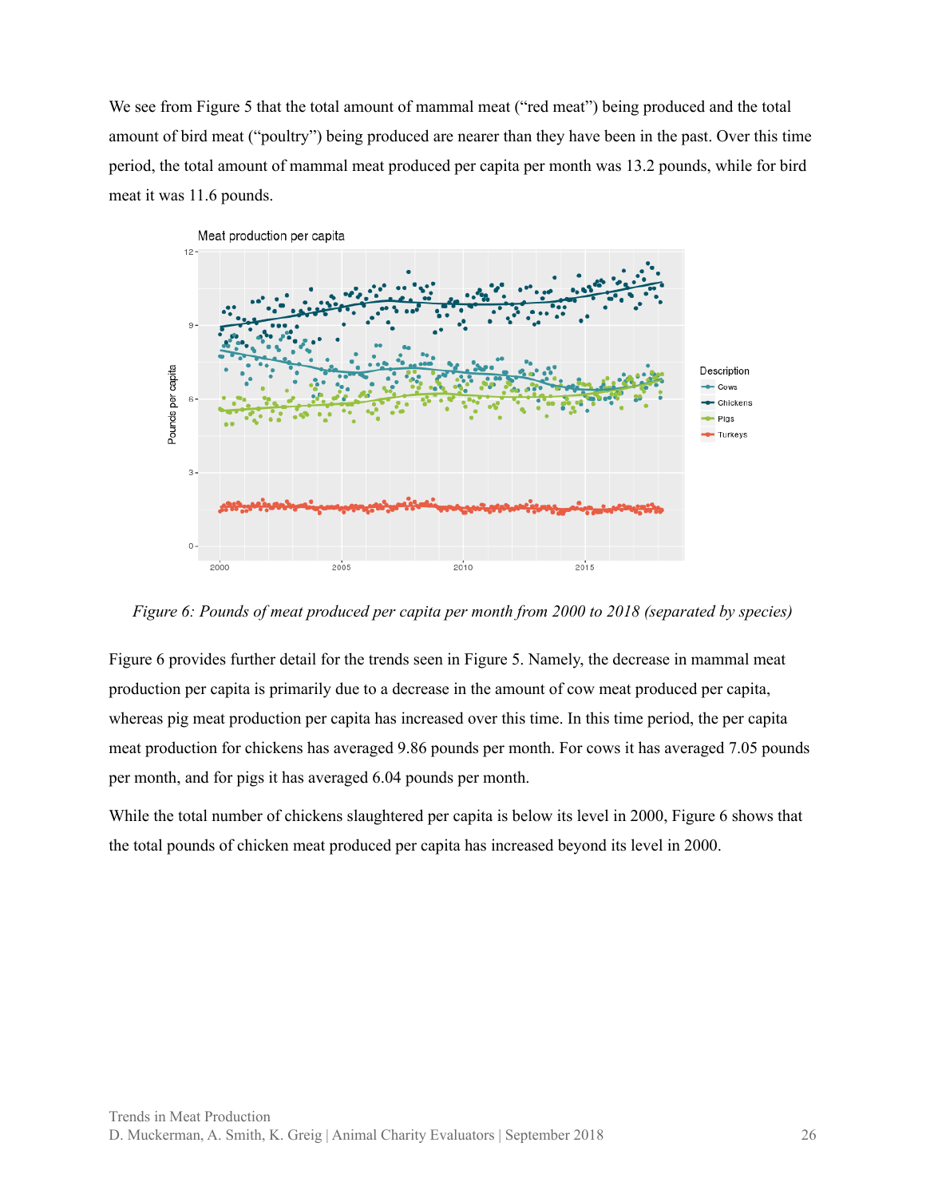We see from Figure 5 that the total amount of mammal meat ("red meat") being produced and the total amount of bird meat ("poultry") being produced are nearer than they have been in the past. Over this time period, the total amount of mammal meat produced per capita per month was 13.2 pounds, while for bird meat it was 11.6 pounds.

*Figure 6: Pounds of meat produced per capita per month from 2000 to 2018 (separated by species)*

Figure 6 provides further detail for the trends seen in Figure 5. Namely, the decrease in mammal meat production per capita is primarily due to a decrease in the amount of cow meat produced per capita, whereas pig meat production per capita has increased over this time. In this time period, the per capita meat production for chickens has averaged 9.86 pounds per month. For cows it has averaged 7.05 pounds per month, and for pigs it has averaged 6.04 pounds per month.

While the total number of chickens slaughtered per capita is below its level in 2000, Figure 6 shows that the total pounds of chicken meat produced per capita has increased beyond its level in 2000.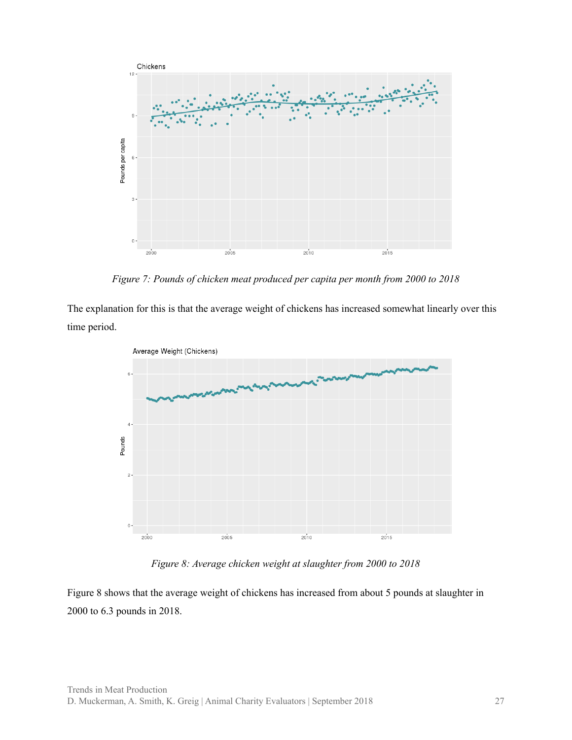*Figure 7: Pounds of chicken meat produced per capita per month from 2000 to 2018*

The explanation for this is that the average weight of chickens has increased somewhat linearly over this time period.

*Figure 8: Average chicken weight at slaughter from 2000 to 2018*

Figure 8 shows that the average weight of chickens has increased from about 5 pounds at slaughter in 2000 to 6.3 pounds in 2018.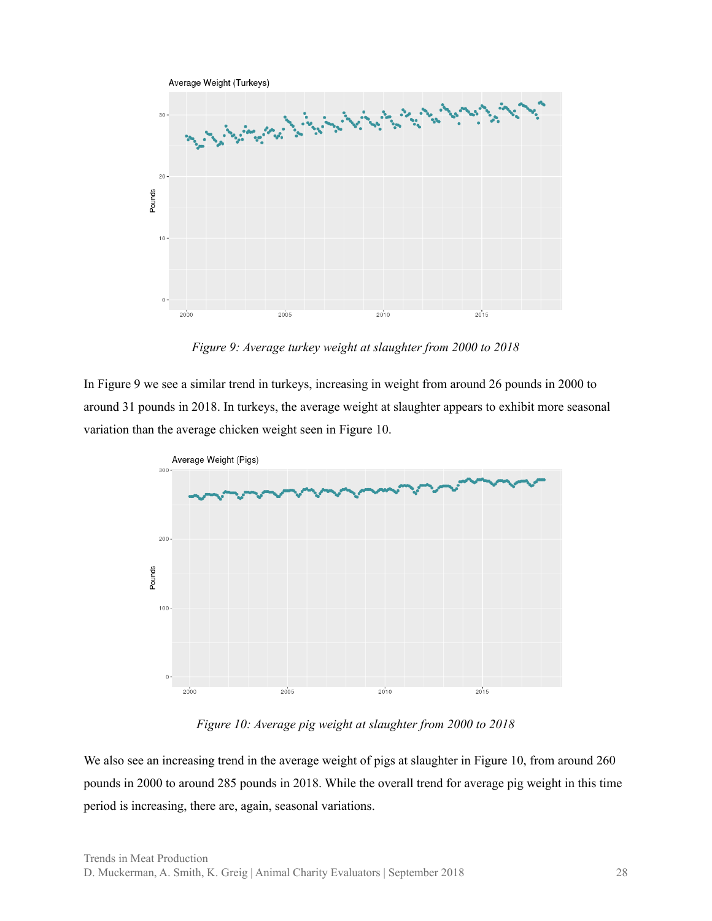*Figure 9: Average turkey weight at slaughter from 2000 to 2018*

In Figure 9 we see a similar trend in turkeys, increasing in weight from around 26 pounds in 2000 to around 31 pounds in 2018. In turkeys, the average weight at slaughter appears to exhibit more seasonal variation than the average chicken weight seen in Figure 10.

*Figure 10: Average pig weight at slaughter from 2000 to 2018*

We also see an increasing trend in the average weight of pigs at slaughter in Figure 10, from around 260 pounds in 2000 to around 285 pounds in 2018. While the overall trend for average pig weight in this time period is increasing, there are, again, seasonal variations.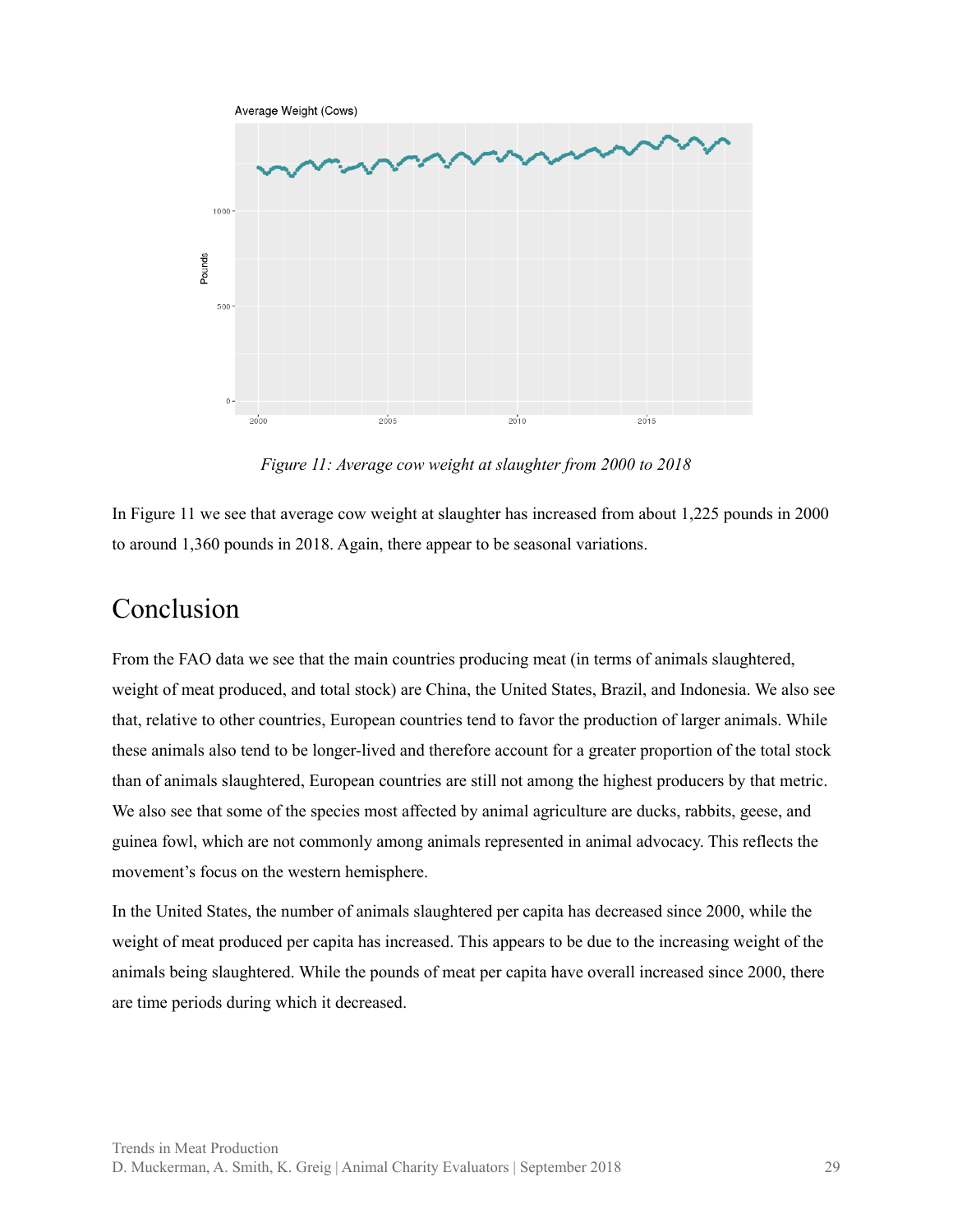*Figure 11: Average cow weight at slaughter from 2000 to 2018*

In Figure 11 we see that average cow weight at slaughter has increased from about 1,225 pounds in 2000 to around 1,360 pounds in 2018. Again, there appear to be seasonal variations.

# Conclusion

From the FAO data we see that the main countries producing meat (in terms of animals slaughtered, weight of meat produced, and total stock) are China, the United States, Brazil, and Indonesia. We also see that, relative to other countries, European countries tend to favor the production of larger animals. While these animals also tend to be longer-lived and therefore account for a greater proportion of the total stock than of animals slaughtered, European countries are still not among the highest producers by that metric. We also see that some of the species most affected by animal agriculture are ducks, rabbits, geese, and guinea fowl, which are not commonly among animals represented in animal advocacy. This reflects the movement's focus on the western hemisphere.

In the United States, the number of animals slaughtered per capita has decreased since 2000, while the weight of meat produced per capita has increased. This appears to be due to the increasing weight of the animals being slaughtered. While the pounds of meat per capita have overall increased since 2000, there are time periods during which it decreased.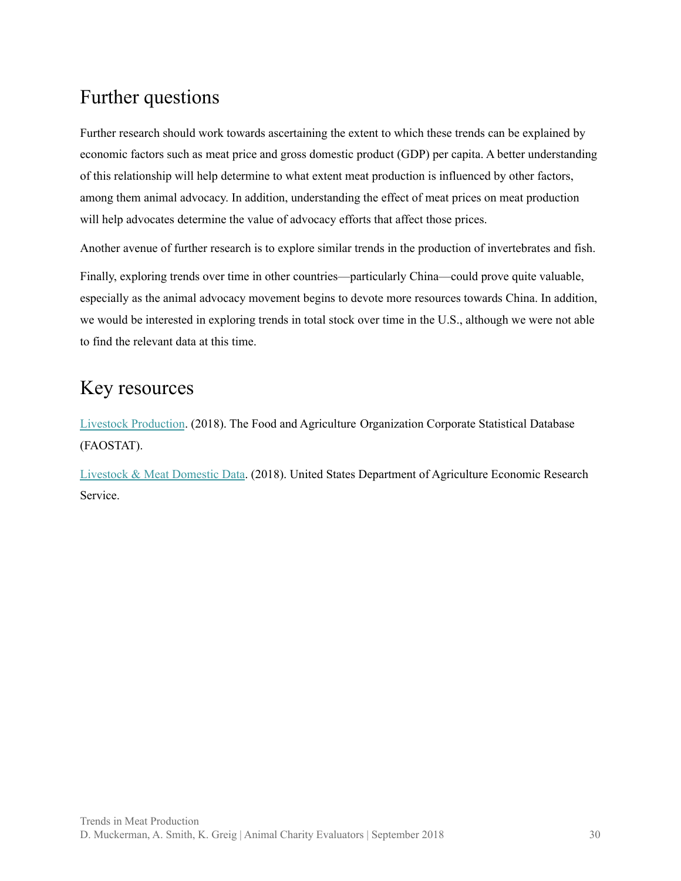## Further questions

Further research should work towards ascertaining the extent to which these trends can be explained by economic factors such as meat price and gross domestic product (GDP) per capita. A better understanding of this relationship will help determine to what extent meat production is influenced by other factors, among them animal advocacy. In addition, understanding the effect of meat prices on meat production will help advocates determine the value of advocacy efforts that affect those prices.

Another avenue of further research is to explore similar trends in the production of invertebrates and fish.

Finally, exploring trends over time in other countries—particularly China—could prove quite valuable, especially as the animal advocacy movement begins to devote more resources towards China. In addition, we would be interested in exploring trends in total stock over time in the U.S., although we were not able to find the relevant data at this time.

## Key resources

Livestock Production. (2018). The Food and Agriculture Organization Corporate Statistical Database (FAOSTAT).

Livestock & Meat Domestic Data. (2018). United States Department of Agriculture Economic Research Service.